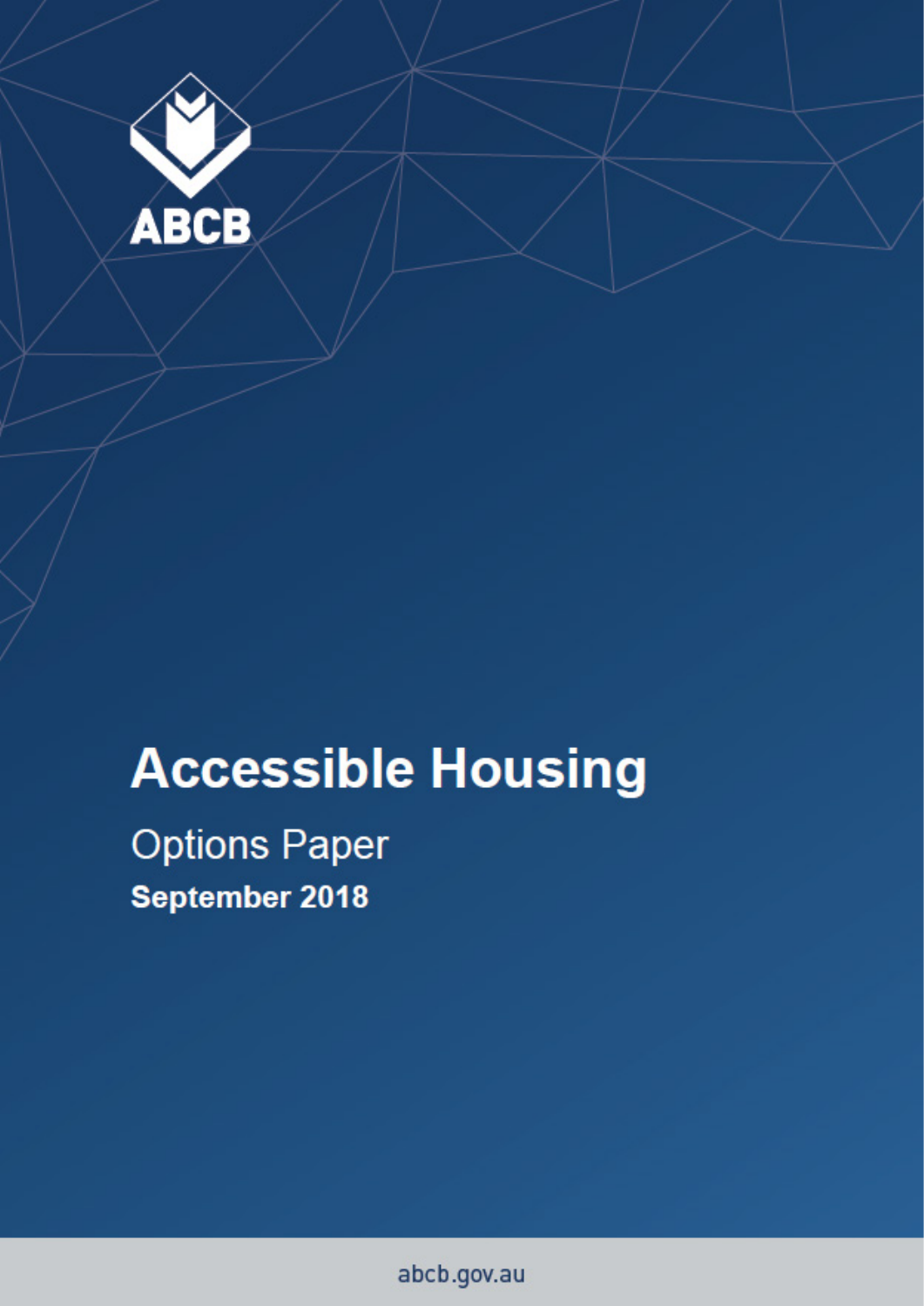ABCB

# Accessible Housing

## Options Paper

**September 2018**

abcb.gov.au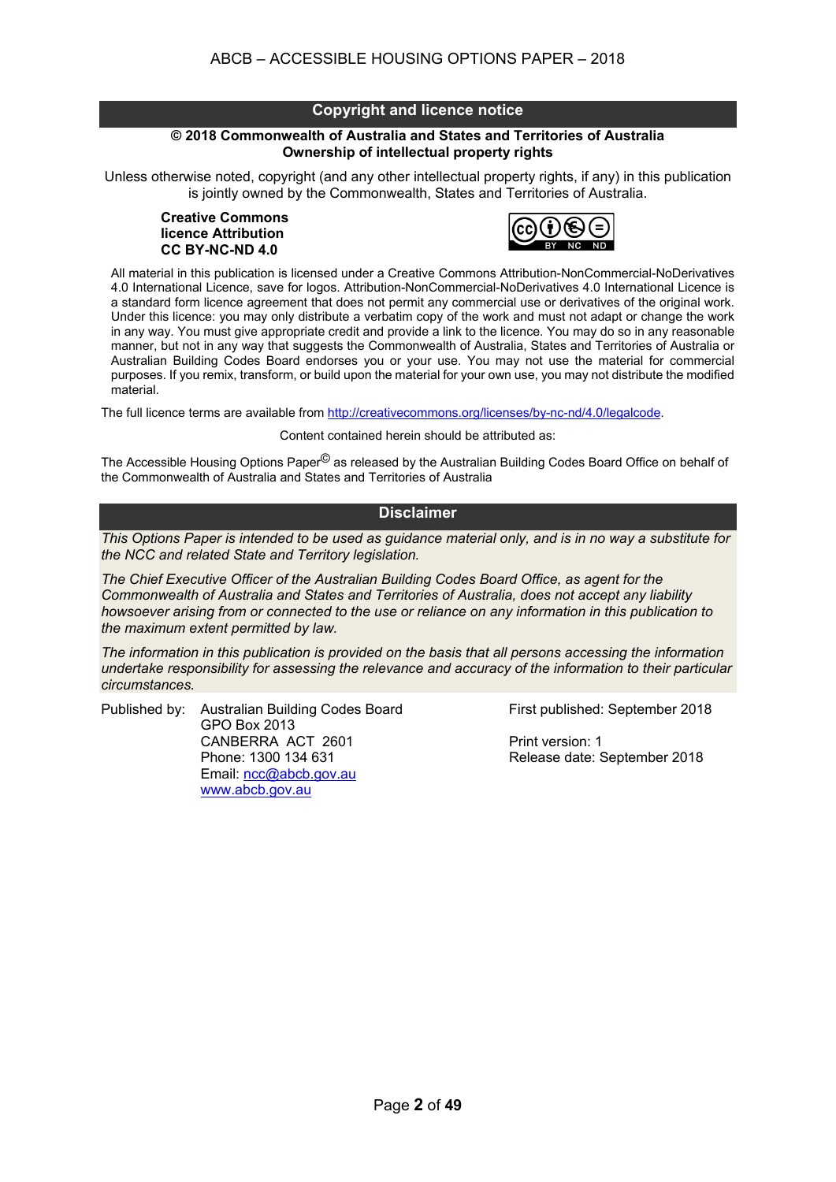## Copyright and licence notice

**© 2018 Commonwealth of Australia and States and Territories of Australia**
**Ownership of intellectual property rights**

Unless otherwise noted, copyright (and any other intellectual property rights, if any) in this publication is jointly owned by the Commonwealth, States and Territories of Australia.

**Creative Commons licence Attribution CC BY-NC-ND 4.0**

All material in this publication is licensed under a Creative Commons Attribution-NonCommercial-NoDerivatives 4.0 International Licence, save for logos. Attribution-NonCommercial-NoDerivatives 4.0 International Licence is a standard form licence agreement that does not permit any commercial use or derivatives of the original work. Under this licence: you may only distribute a verbatim copy of the work and must not adapt or change the work in any way. You must give appropriate credit and provide a link to the licence. You may do so in any reasonable manner, but not in any way that suggests the Commonwealth of Australia, States and Territories of Australia or Australian Building Codes Board endorses you or your use. You may not use the material for commercial purposes. If you remix, transform, or build upon the material for your own use, you may not distribute the modified material.

The full licence terms are available from http://creativecommons.org/licenses/by-nc-nd/4.0/legalcode.

Content contained herein should be attributed as:

The Accessible Housing Options Paper© as released by the Australian Building Codes Board Office on behalf of the Commonwealth of Australia and States and Territories of Australia

## Disclaimer

*This Options Paper is intended to be used as guidance material only, and is in no way a substitute for the NCC and related State and Territory legislation.*

*The Chief Executive Officer of the Australian Building Codes Board Office, as agent for the Commonwealth of Australia and States and Territories of Australia, does not accept any liability howsoever arising from or connected to the use or reliance on any information in this publication to the maximum extent permitted by law.*

*The information in this publication is provided on the basis that all persons accessing the information undertake responsibility for assessing the relevance and accuracy of the information to their particular circumstances.*

Published by: Australian Building Codes Board
GPO Box 2013
CANBERRA ACT 2601
Phone: 1300 134 631
Email: ncc@abcb.gov.au
www.abcb.gov.au

First published: September 2018

Print version: 1
Release date: September 2018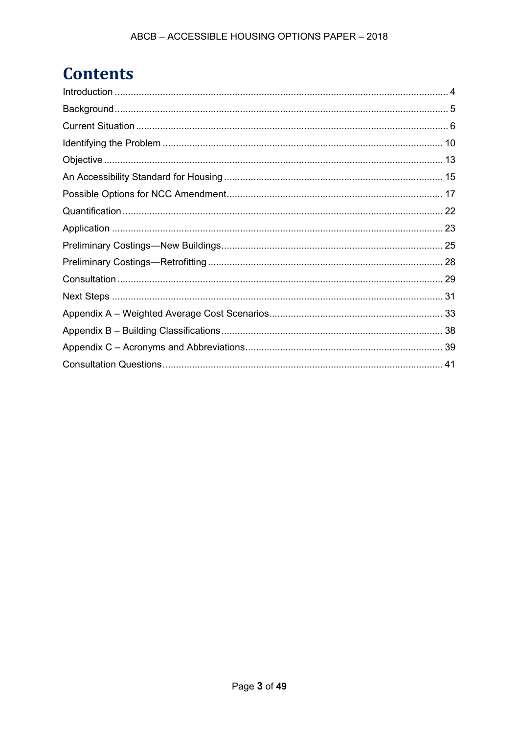# Contents

Introduction ........................................................................................................................... 4
Background ........................................................................................................................... 5
Current Situation ................................................................................................................... 6
Identifying the Problem ....................................................................................................... 10
Objective ............................................................................................................................. 13
An Accessibility Standard for Housing ................................................................................ 15
Possible Options for NCC Amendment ................................................................................ 17
Quantification ...................................................................................................................... 22
Application .......................................................................................................................... 23
Preliminary Costings—New Buildings .................................................................................. 25
Preliminary Costings—Retrofitting ....................................................................................... 28
Consultation ........................................................................................................................ 29
Next Steps .......................................................................................................................... 31
Appendix A – Weighted Average Cost Scenarios ................................................................ 33
Appendix B – Building Classifications .................................................................................. 38
Appendix C – Acronyms and Abbreviations ......................................................................... 39
Consultation Questions ....................................................................................................... 41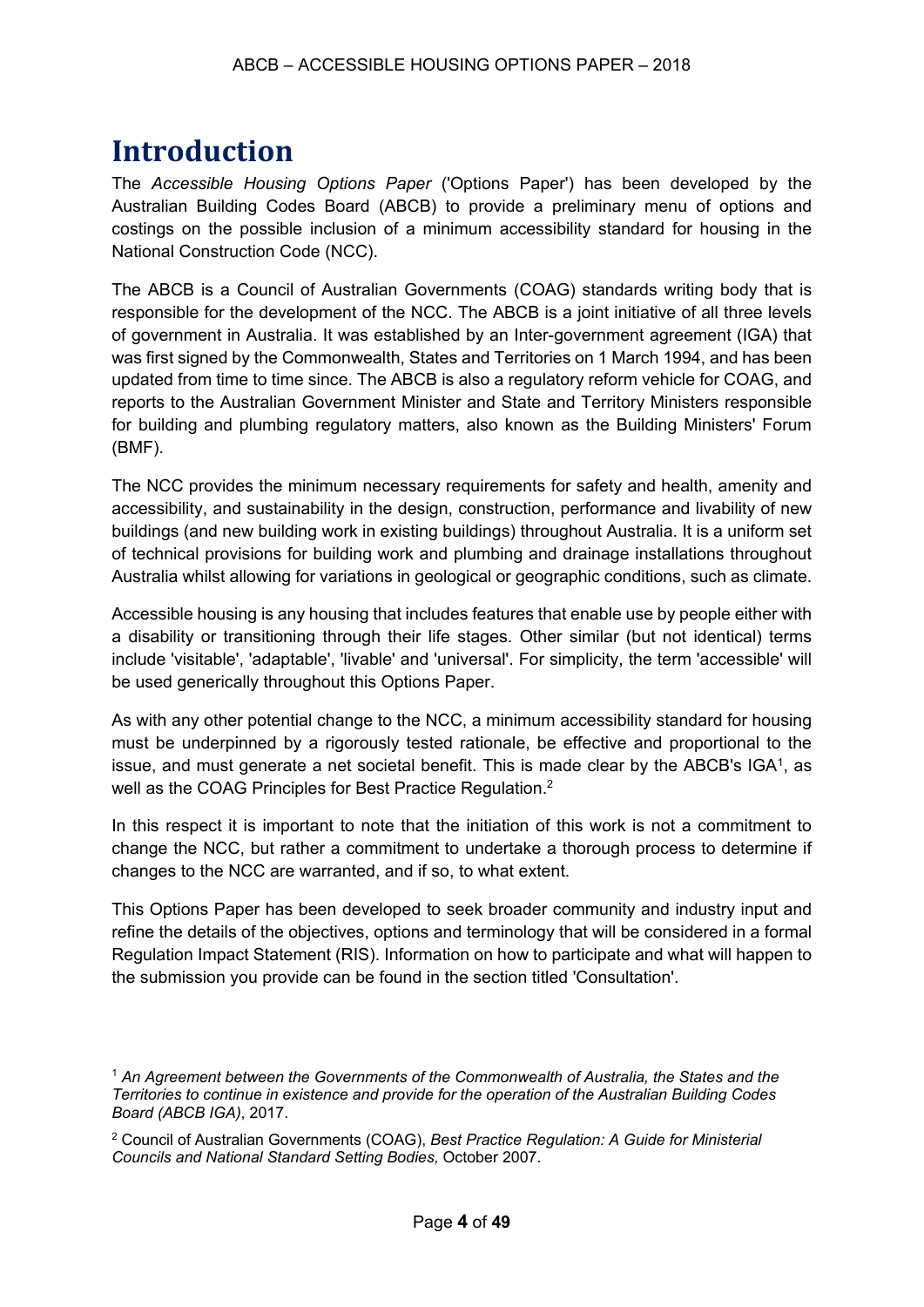# Introduction

The *Accessible Housing Options Paper* ('Options Paper') has been developed by the Australian Building Codes Board (ABCB) to provide a preliminary menu of options and costings on the possible inclusion of a minimum accessibility standard for housing in the National Construction Code (NCC).

The ABCB is a Council of Australian Governments (COAG) standards writing body that is responsible for the development of the NCC. The ABCB is a joint initiative of all three levels of government in Australia. It was established by an Inter-government agreement (IGA) that was first signed by the Commonwealth, States and Territories on 1 March 1994, and has been updated from time to time since. The ABCB is also a regulatory reform vehicle for COAG, and reports to the Australian Government Minister and State and Territory Ministers responsible for building and plumbing regulatory matters, also known as the Building Ministers' Forum (BMF).

The NCC provides the minimum necessary requirements for safety and health, amenity and accessibility, and sustainability in the design, construction, performance and livability of new buildings (and new building work in existing buildings) throughout Australia. It is a uniform set of technical provisions for building work and plumbing and drainage installations throughout Australia whilst allowing for variations in geological or geographic conditions, such as climate.

Accessible housing is any housing that includes features that enable use by people either with a disability or transitioning through their life stages. Other similar (but not identical) terms include 'visitable', 'adaptable', 'livable' and 'universal'. For simplicity, the term 'accessible' will be used generically throughout this Options Paper.

As with any other potential change to the NCC, a minimum accessibility standard for housing must be underpinned by a rigorously tested rationale, be effective and proportional to the issue, and must generate a net societal benefit. This is made clear by the ABCB's IGA[1], as well as the COAG Principles for Best Practice Regulation.[2]

In this respect it is important to note that the initiation of this work is not a commitment to change the NCC, but rather a commitment to undertake a thorough process to determine if changes to the NCC are warranted, and if so, to what extent.

This Options Paper has been developed to seek broader community and industry input and refine the details of the objectives, options and terminology that will be considered in a formal Regulation Impact Statement (RIS). Information on how to participate and what will happen to the submission you provide can be found in the section titled 'Consultation'.

[1] *An Agreement between the Governments of the Commonwealth of Australia, the States and the Territories to continue in existence and provide for the operation of the Australian Building Codes Board (ABCB IGA)*, 2017.

[2] Council of Australian Governments (COAG), *Best Practice Regulation: A Guide for Ministerial Councils and National Standard Setting Bodies,* October 2007.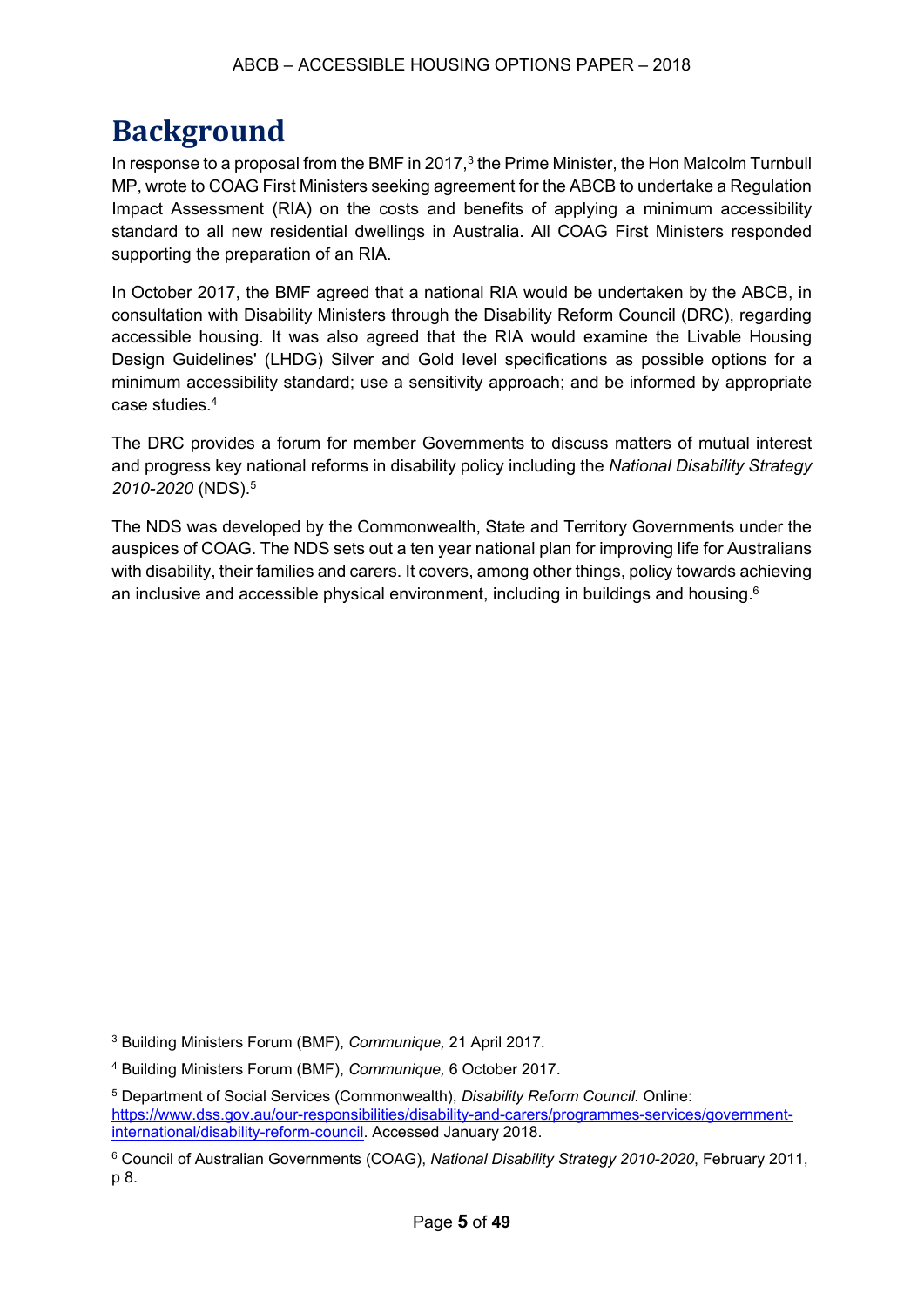# Background

In response to a proposal from the BMF in 2017,[3] the Prime Minister, the Hon Malcolm Turnbull MP, wrote to COAG First Ministers seeking agreement for the ABCB to undertake a Regulation Impact Assessment (RIA) on the costs and benefits of applying a minimum accessibility standard to all new residential dwellings in Australia. All COAG First Ministers responded supporting the preparation of an RIA.

In October 2017, the BMF agreed that a national RIA would be undertaken by the ABCB, in consultation with Disability Ministers through the Disability Reform Council (DRC), regarding accessible housing. It was also agreed that the RIA would examine the Livable Housing Design Guidelines' (LHDG) Silver and Gold level specifications as possible options for a minimum accessibility standard; use a sensitivity approach; and be informed by appropriate case studies.[4]

The DRC provides a forum for member Governments to discuss matters of mutual interest and progress key national reforms in disability policy including the *National Disability Strategy 2010-2020* (NDS).[5]

The NDS was developed by the Commonwealth, State and Territory Governments under the auspices of COAG. The NDS sets out a ten year national plan for improving life for Australians with disability, their families and carers. It covers, among other things, policy towards achieving an inclusive and accessible physical environment, including in buildings and housing.[6]

---

[3] Building Ministers Forum (BMF), *Communique,* 21 April 2017.

[4] Building Ministers Forum (BMF), *Communique,* 6 October 2017.

[5] Department of Social Services (Commonwealth), *Disability Reform Council.* Online: https://www.dss.gov.au/our-responsibilities/disability-and-carers/programmes-services/government-international/disability-reform-council. Accessed January 2018.

[6] Council of Australian Governments (COAG), *National Disability Strategy 2010-2020*, February 2011, p 8.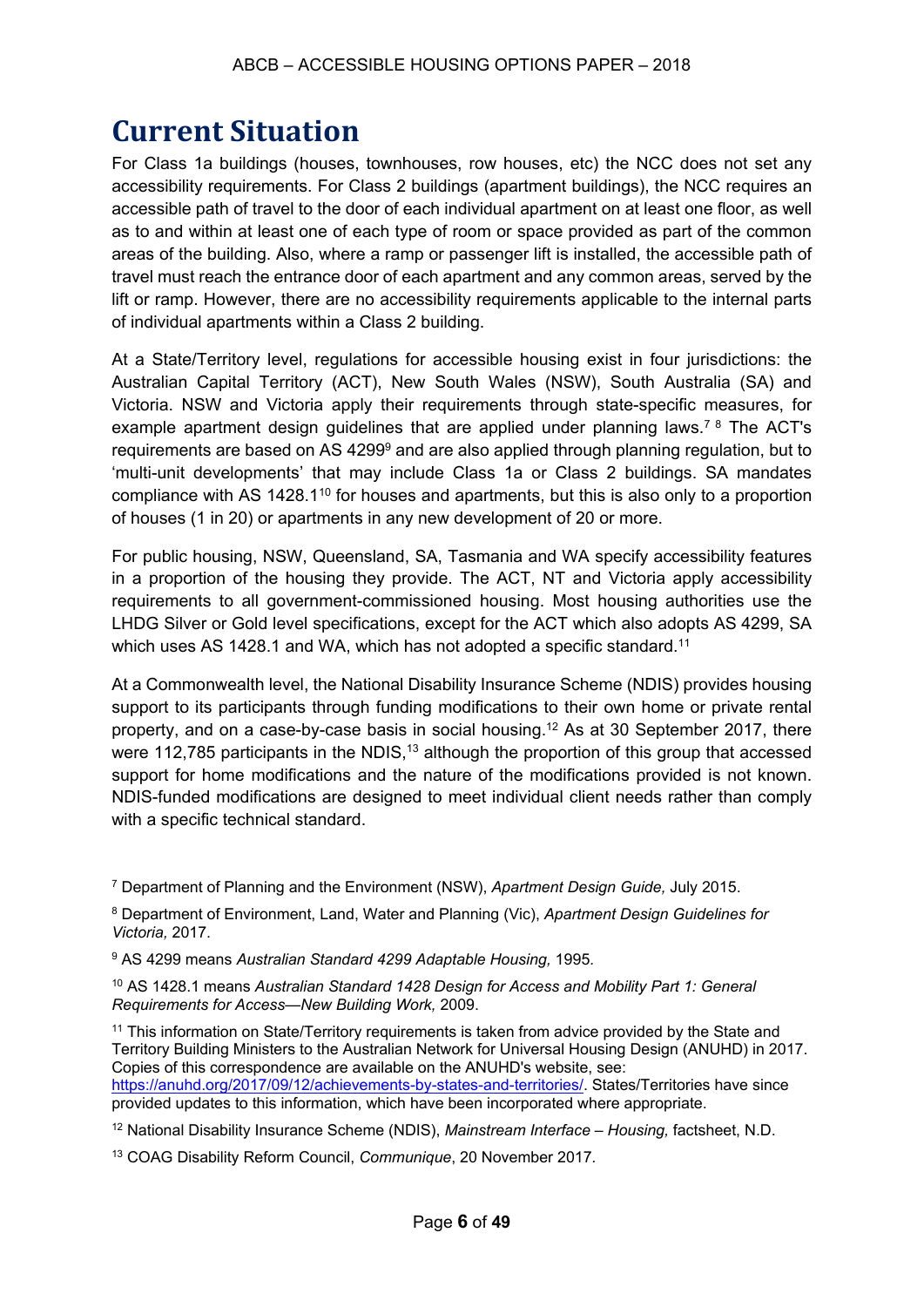# Current Situation

For Class 1a buildings (houses, townhouses, row houses, etc) the NCC does not set any accessibility requirements. For Class 2 buildings (apartment buildings), the NCC requires an accessible path of travel to the door of each individual apartment on at least one floor, as well as to and within at least one of each type of room or space provided as part of the common areas of the building. Also, where a ramp or passenger lift is installed, the accessible path of travel must reach the entrance door of each apartment and any common areas, served by the lift or ramp. However, there are no accessibility requirements applicable to the internal parts of individual apartments within a Class 2 building.

At a State/Territory level, regulations for accessible housing exist in four jurisdictions: the Australian Capital Territory (ACT), New South Wales (NSW), South Australia (SA) and Victoria. NSW and Victoria apply their requirements through state-specific measures, for example apartment design guidelines that are applied under planning laws.[7] [8] The ACT's requirements are based on AS 4299[9] and are also applied through planning regulation, but to 'multi-unit developments' that may include Class 1a or Class 2 buildings. SA mandates compliance with AS 1428.1[10] for houses and apartments, but this is also only to a proportion of houses (1 in 20) or apartments in any new development of 20 or more.

For public housing, NSW, Queensland, SA, Tasmania and WA specify accessibility features in a proportion of the housing they provide. The ACT, NT and Victoria apply accessibility requirements to all government-commissioned housing. Most housing authorities use the LHDG Silver or Gold level specifications, except for the ACT which also adopts AS 4299, SA which uses AS 1428.1 and WA, which has not adopted a specific standard.[11]

At a Commonwealth level, the National Disability Insurance Scheme (NDIS) provides housing support to its participants through funding modifications to their own home or private rental property, and on a case-by-case basis in social housing.[12] As at 30 September 2017, there were 112,785 participants in the NDIS,[13] although the proportion of this group that accessed support for home modifications and the nature of the modifications provided is not known. NDIS-funded modifications are designed to meet individual client needs rather than comply with a specific technical standard.

[7] Department of Planning and the Environment (NSW), *Apartment Design Guide,* July 2015.

[8] Department of Environment, Land, Water and Planning (Vic), *Apartment Design Guidelines for Victoria,* 2017.

[9] AS 4299 means *Australian Standard 4299 Adaptable Housing,* 1995.

[10] AS 1428.1 means *Australian Standard 1428 Design for Access and Mobility Part 1: General Requirements for Access—New Building Work,* 2009.

[11] This information on State/Territory requirements is taken from advice provided by the State and Territory Building Ministers to the Australian Network for Universal Housing Design (ANUHD) in 2017. Copies of this correspondence are available on the ANUHD's website, see: https://anuhd.org/2017/09/12/achievements-by-states-and-territories/. States/Territories have since provided updates to this information, which have been incorporated where appropriate.

[12] National Disability Insurance Scheme (NDIS), *Mainstream Interface – Housing,* factsheet, N.D.

[13] COAG Disability Reform Council, *Communique*, 20 November 2017.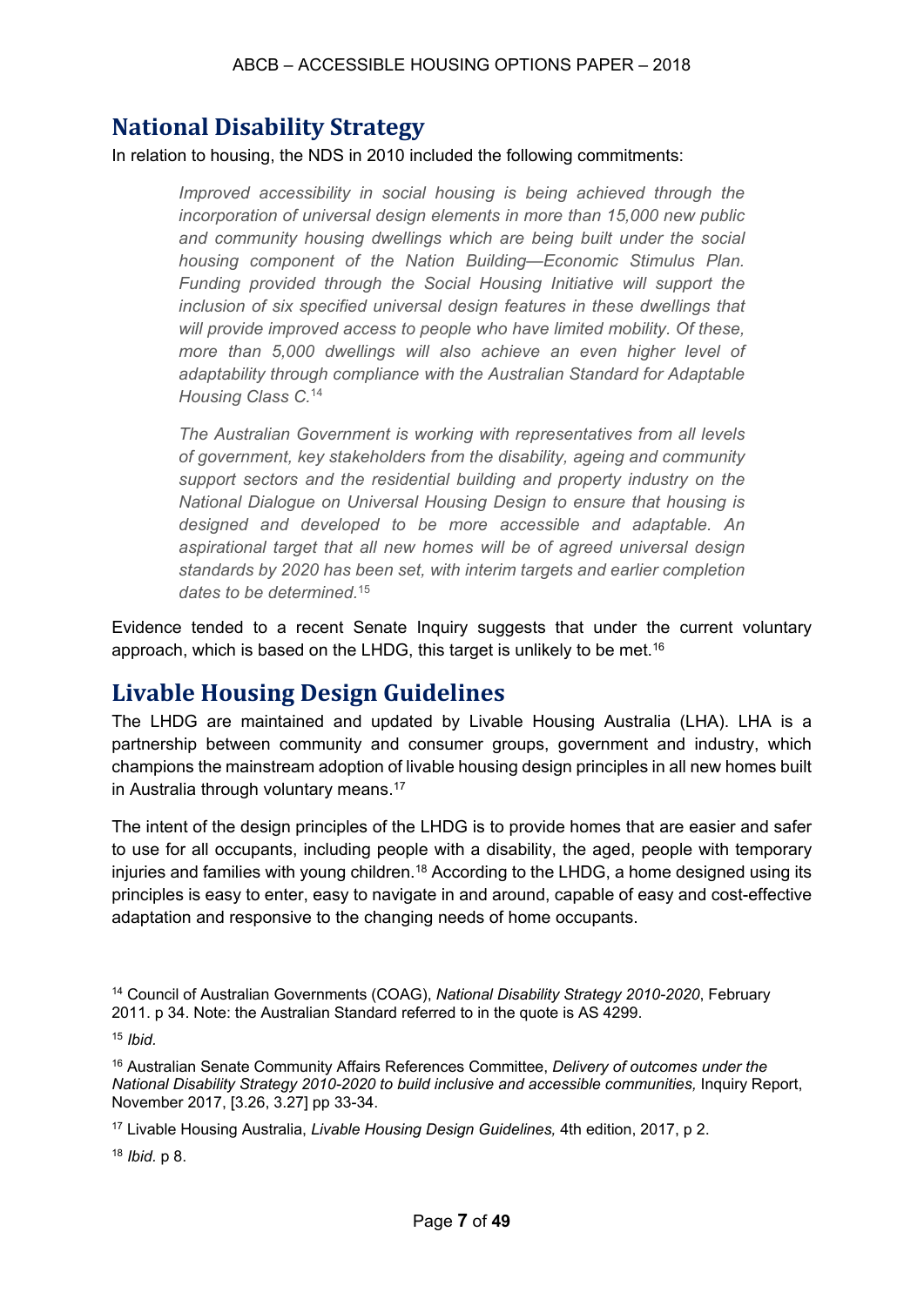## National Disability Strategy

In relation to housing, the NDS in 2010 included the following commitments:

> *Improved accessibility in social housing is being achieved through the incorporation of universal design elements in more than 15,000 new public and community housing dwellings which are being built under the social housing component of the Nation Building—Economic Stimulus Plan. Funding provided through the Social Housing Initiative will support the inclusion of six specified universal design features in these dwellings that will provide improved access to people who have limited mobility. Of these, more than 5,000 dwellings will also achieve an even higher level of adaptability through compliance with the Australian Standard for Adaptable Housing Class C.*[14]
>
> *The Australian Government is working with representatives from all levels of government, key stakeholders from the disability, ageing and community support sectors and the residential building and property industry on the National Dialogue on Universal Housing Design to ensure that housing is designed and developed to be more accessible and adaptable. An aspirational target that all new homes will be of agreed universal design standards by 2020 has been set, with interim targets and earlier completion dates to be determined.*[15]

Evidence tended to a recent Senate Inquiry suggests that under the current voluntary approach, which is based on the LHDG, this target is unlikely to be met.[16]

## Livable Housing Design Guidelines

The LHDG are maintained and updated by Livable Housing Australia (LHA). LHA is a partnership between community and consumer groups, government and industry, which champions the mainstream adoption of livable housing design principles in all new homes built in Australia through voluntary means.[17]

The intent of the design principles of the LHDG is to provide homes that are easier and safer to use for all occupants, including people with a disability, the aged, people with temporary injuries and families with young children.[18] According to the LHDG, a home designed using its principles is easy to enter, easy to navigate in and around, capable of easy and cost-effective adaptation and responsive to the changing needs of home occupants.

---

[14] Council of Australian Governments (COAG), *National Disability Strategy 2010-2020*, February 2011. p 34. Note: the Australian Standard referred to in the quote is AS 4299.

[15] *Ibid.*

[16] Australian Senate Community Affairs References Committee, *Delivery of outcomes under the National Disability Strategy 2010-2020 to build inclusive and accessible communities,* Inquiry Report, November 2017, [3.26, 3.27] pp 33-34.

[17] Livable Housing Australia, *Livable Housing Design Guidelines,* 4th edition, 2017, p 2.

[18] *Ibid.* p 8.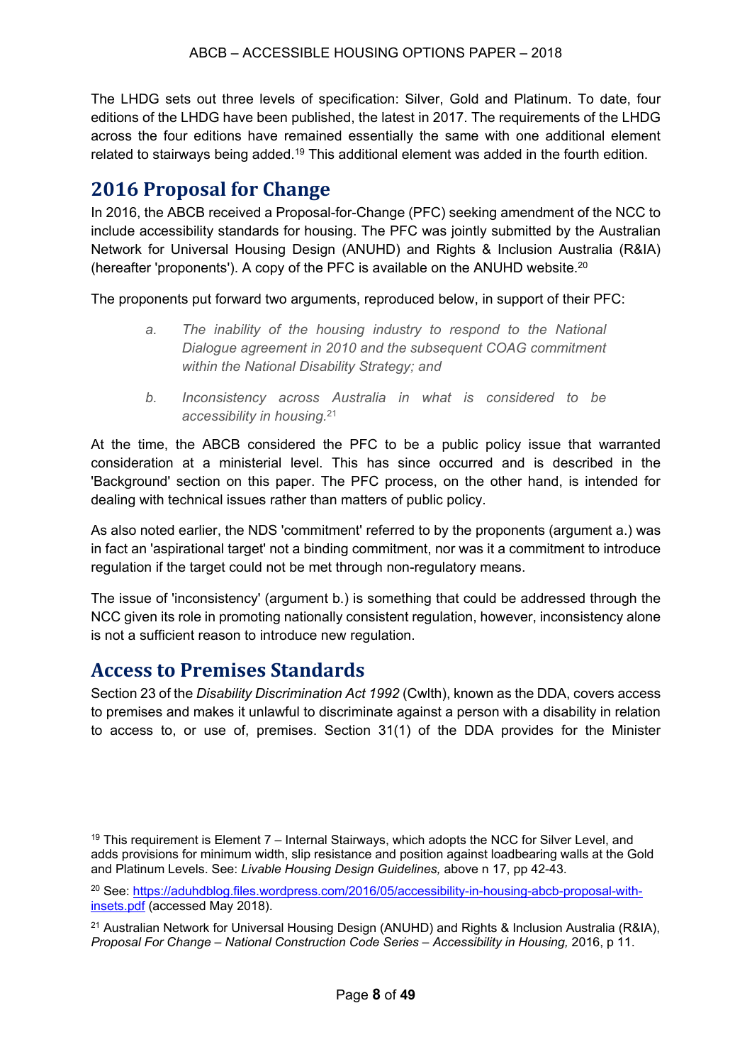The LHDG sets out three levels of specification: Silver, Gold and Platinum. To date, four editions of the LHDG have been published, the latest in 2017. The requirements of the LHDG across the four editions have remained essentially the same with one additional element related to stairways being added.[19] This additional element was added in the fourth edition.

## 2016 Proposal for Change

In 2016, the ABCB received a Proposal-for-Change (PFC) seeking amendment of the NCC to include accessibility standards for housing. The PFC was jointly submitted by the Australian Network for Universal Housing Design (ANUHD) and Rights & Inclusion Australia (R&IA) (hereafter 'proponents'). A copy of the PFC is available on the ANUHD website.[20]

The proponents put forward two arguments, reproduced below, in support of their PFC:

> a. *The inability of the housing industry to respond to the National Dialogue agreement in 2010 and the subsequent COAG commitment within the National Disability Strategy; and*
>
> b. *Inconsistency across Australia in what is considered to be accessibility in housing.*[21]

At the time, the ABCB considered the PFC to be a public policy issue that warranted consideration at a ministerial level. This has since occurred and is described in the 'Background' section on this paper. The PFC process, on the other hand, is intended for dealing with technical issues rather than matters of public policy.

As also noted earlier, the NDS 'commitment' referred to by the proponents (argument a.) was in fact an 'aspirational target' not a binding commitment, nor was it a commitment to introduce regulation if the target could not be met through non-regulatory means.

The issue of 'inconsistency' (argument b.) is something that could be addressed through the NCC given its role in promoting nationally consistent regulation, however, inconsistency alone is not a sufficient reason to introduce new regulation.

## Access to Premises Standards

Section 23 of the *Disability Discrimination Act 1992* (Cwlth), known as the DDA, covers access to premises and makes it unlawful to discriminate against a person with a disability in relation to access to, or use of, premises. Section 31(1) of the DDA provides for the Minister

---

[19] This requirement is Element 7 – Internal Stairways, which adopts the NCC for Silver Level, and adds provisions for minimum width, slip resistance and position against loadbearing walls at the Gold and Platinum Levels. See: *Livable Housing Design Guidelines,* above n 17, pp 42-43.

[20] See: https://aduhdblog.files.wordpress.com/2016/05/accessibility-in-housing-abcb-proposal-with-insets.pdf (accessed May 2018).

[21] Australian Network for Universal Housing Design (ANUHD) and Rights & Inclusion Australia (R&IA), *Proposal For Change – National Construction Code Series – Accessibility in Housing,* 2016, p 11.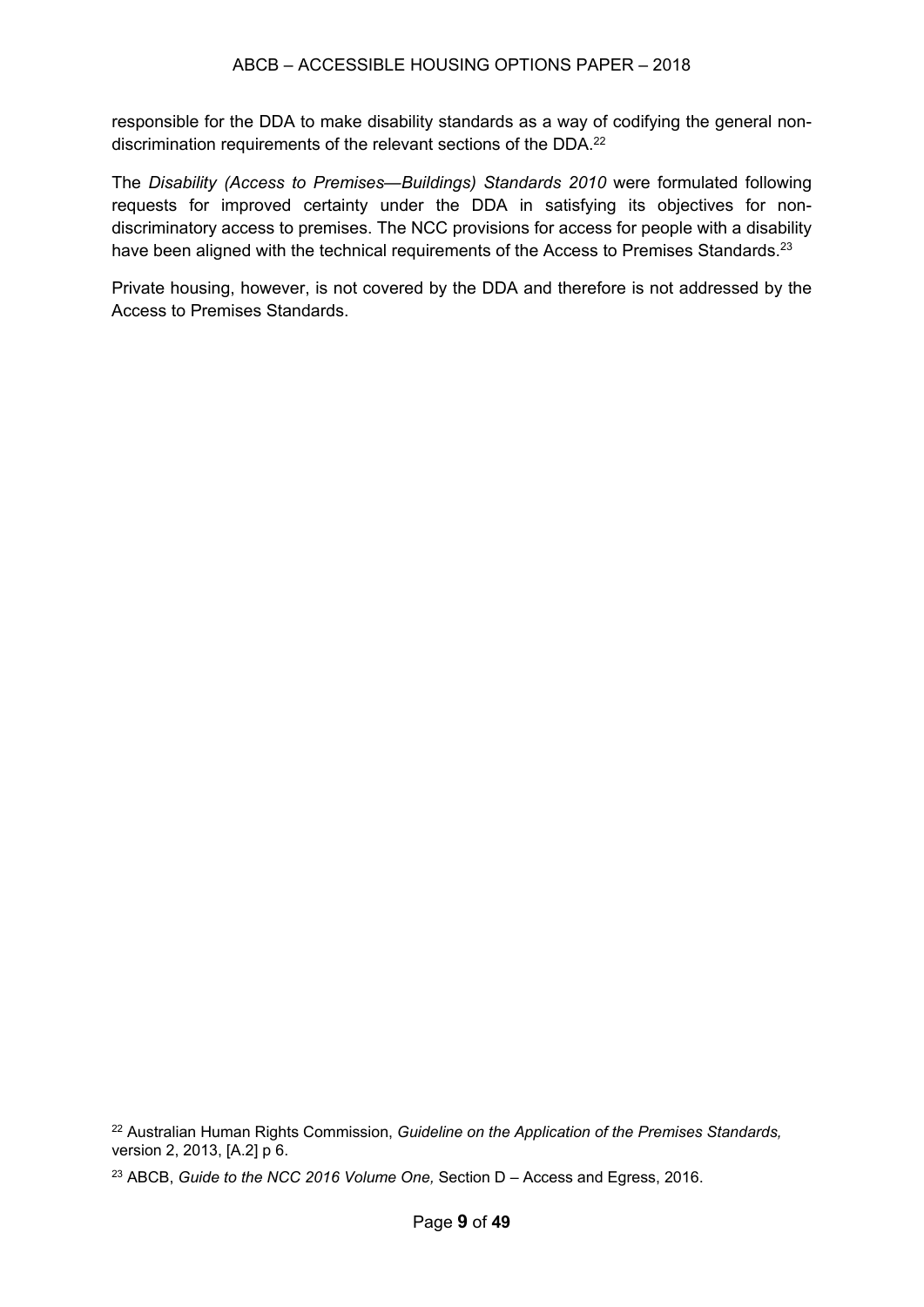responsible for the DDA to make disability standards as a way of codifying the general non-discrimination requirements of the relevant sections of the DDA.[22]

The *Disability (Access to Premises—Buildings) Standards 2010* were formulated following requests for improved certainty under the DDA in satisfying its objectives for non-discriminatory access to premises. The NCC provisions for access for people with a disability have been aligned with the technical requirements of the Access to Premises Standards.[23]

Private housing, however, is not covered by the DDA and therefore is not addressed by the Access to Premises Standards.

[22] Australian Human Rights Commission, *Guideline on the Application of the Premises Standards,* version 2, 2013, [A.2] p 6.

[23] ABCB, *Guide to the NCC 2016 Volume One,* Section D – Access and Egress, 2016.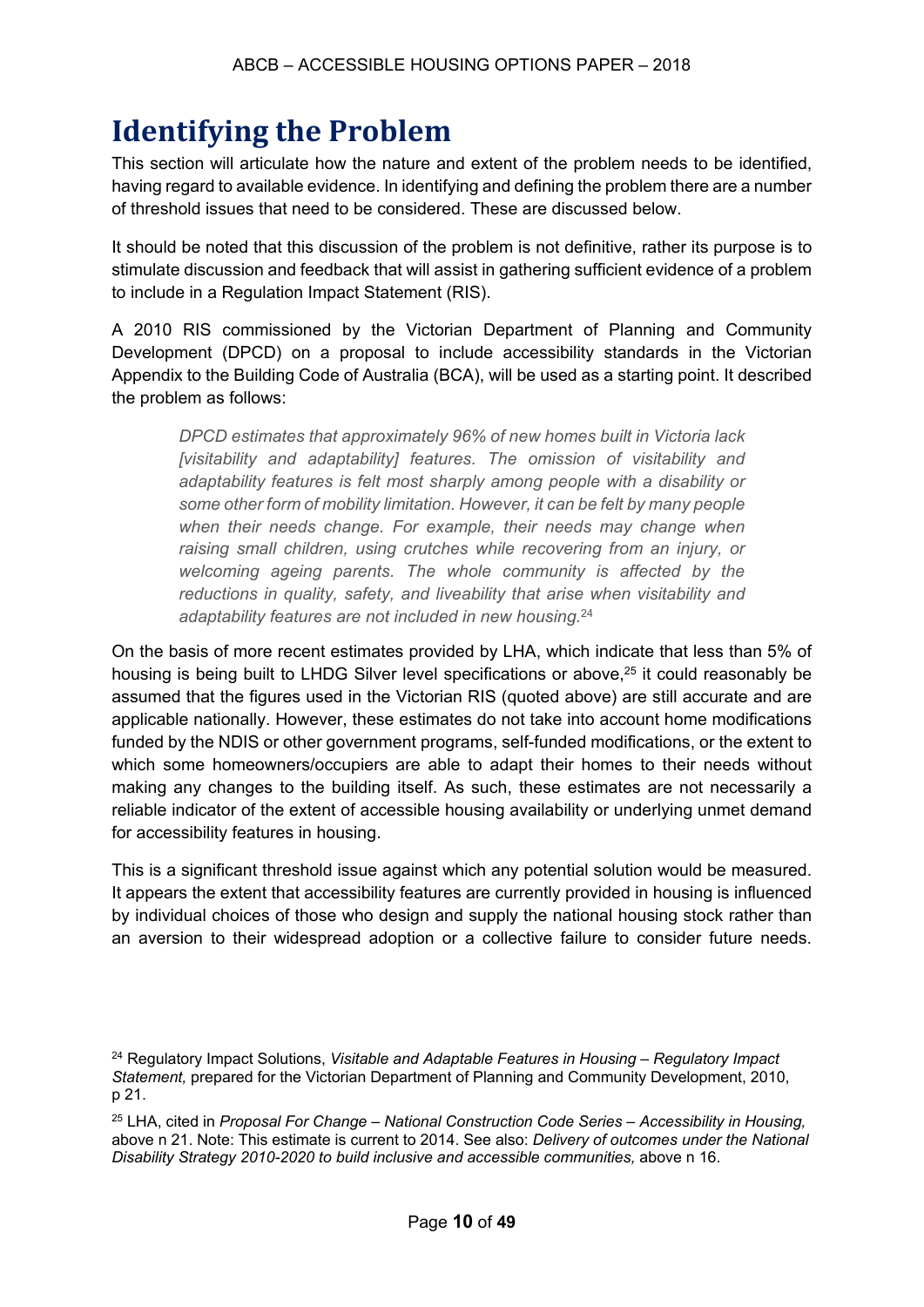# Identifying the Problem

This section will articulate how the nature and extent of the problem needs to be identified, having regard to available evidence. In identifying and defining the problem there are a number of threshold issues that need to be considered. These are discussed below.

It should be noted that this discussion of the problem is not definitive, rather its purpose is to stimulate discussion and feedback that will assist in gathering sufficient evidence of a problem to include in a Regulation Impact Statement (RIS).

A 2010 RIS commissioned by the Victorian Department of Planning and Community Development (DPCD) on a proposal to include accessibility standards in the Victorian Appendix to the Building Code of Australia (BCA), will be used as a starting point. It described the problem as follows:

> *DPCD estimates that approximately 96% of new homes built in Victoria lack [visitability and adaptability] features. The omission of visitability and adaptability features is felt most sharply among people with a disability or some other form of mobility limitation. However, it can be felt by many people when their needs change. For example, their needs may change when raising small children, using crutches while recovering from an injury, or welcoming ageing parents. The whole community is affected by the reductions in quality, safety, and liveability that arise when visitability and adaptability features are not included in new housing.*[24]

On the basis of more recent estimates provided by LHA, which indicate that less than 5% of housing is being built to LHDG Silver level specifications or above,[25] it could reasonably be assumed that the figures used in the Victorian RIS (quoted above) are still accurate and are applicable nationally. However, these estimates do not take into account home modifications funded by the NDIS or other government programs, self-funded modifications, or the extent to which some homeowners/occupiers are able to adapt their homes to their needs without making any changes to the building itself. As such, these estimates are not necessarily a reliable indicator of the extent of accessible housing availability or underlying unmet demand for accessibility features in housing.

This is a significant threshold issue against which any potential solution would be measured. It appears the extent that accessibility features are currently provided in housing is influenced by individual choices of those who design and supply the national housing stock rather than an aversion to their widespread adoption or a collective failure to consider future needs.

---

[24] Regulatory Impact Solutions, *Visitable and Adaptable Features in Housing – Regulatory Impact Statement,* prepared for the Victorian Department of Planning and Community Development, 2010, p 21.

[25] LHA, cited in *Proposal For Change – National Construction Code Series – Accessibility in Housing,* above n 21. Note: This estimate is current to 2014. See also: *Delivery of outcomes under the National Disability Strategy 2010-2020 to build inclusive and accessible communities,* above n 16.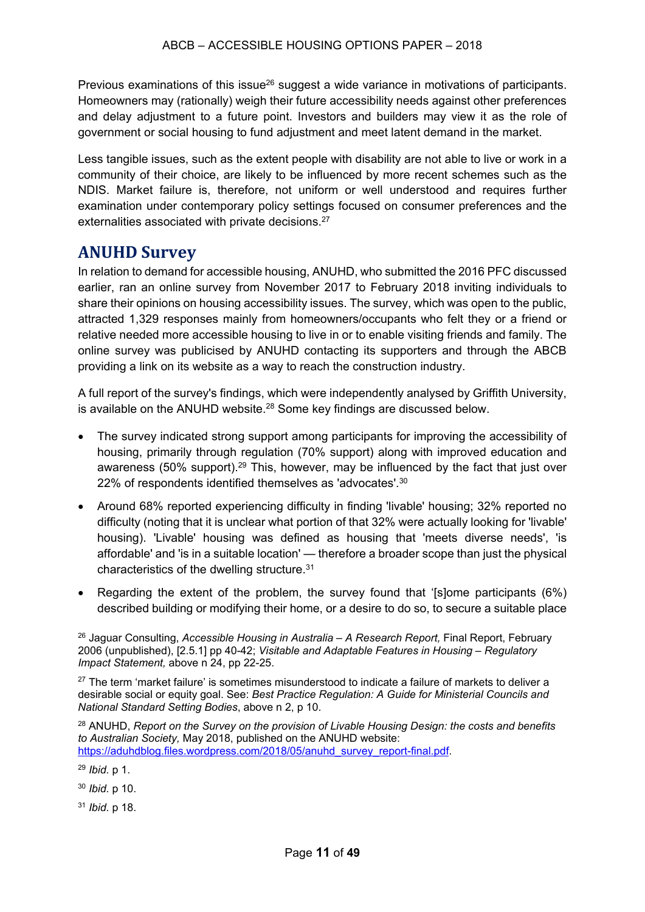Previous examinations of this issue[26] suggest a wide variance in motivations of participants. Homeowners may (rationally) weigh their future accessibility needs against other preferences and delay adjustment to a future point. Investors and builders may view it as the role of government or social housing to fund adjustment and meet latent demand in the market.

Less tangible issues, such as the extent people with disability are not able to live or work in a community of their choice, are likely to be influenced by more recent schemes such as the NDIS. Market failure is, therefore, not uniform or well understood and requires further examination under contemporary policy settings focused on consumer preferences and the externalities associated with private decisions.[27]

## ANUHD Survey

In relation to demand for accessible housing, ANUHD, who submitted the 2016 PFC discussed earlier, ran an online survey from November 2017 to February 2018 inviting individuals to share their opinions on housing accessibility issues. The survey, which was open to the public, attracted 1,329 responses mainly from homeowners/occupants who felt they or a friend or relative needed more accessible housing to live in or to enable visiting friends and family. The online survey was publicised by ANUHD contacting its supporters and through the ABCB providing a link on its website as a way to reach the construction industry.

A full report of the survey's findings, which were independently analysed by Griffith University, is available on the ANUHD website.[28] Some key findings are discussed below.

- The survey indicated strong support among participants for improving the accessibility of housing, primarily through regulation (70% support) along with improved education and awareness (50% support).[29] This, however, may be influenced by the fact that just over 22% of respondents identified themselves as 'advocates'.[30]
- Around 68% reported experiencing difficulty in finding 'livable' housing; 32% reported no difficulty (noting that it is unclear what portion of that 32% were actually looking for 'livable' housing). 'Livable' housing was defined as housing that 'meets diverse needs', 'is affordable' and 'is in a suitable location' — therefore a broader scope than just the physical characteristics of the dwelling structure.[31]
- Regarding the extent of the problem, the survey found that '[s]ome participants (6%) described building or modifying their home, or a desire to do so, to secure a suitable place

[26] Jaguar Consulting, *Accessible Housing in Australia – A Research Report,* Final Report, February 2006 (unpublished), [2.5.1] pp 40-42; *Visitable and Adaptable Features in Housing – Regulatory Impact Statement,* above n 24, pp 22-25.

[27] The term 'market failure' is sometimes misunderstood to indicate a failure of markets to deliver a desirable social or equity goal. See: *Best Practice Regulation: A Guide for Ministerial Councils and National Standard Setting Bodies*, above n 2, p 10.

[28] ANUHD, *Report on the Survey on the provision of Livable Housing Design: the costs and benefits to Australian Society,* May 2018, published on the ANUHD website: https://aduhdblog.files.wordpress.com/2018/05/anuhd_survey_report-final.pdf.

[29] *Ibid.* p 1.

[30] *Ibid.* p 10.

[31] *Ibid.* p 18.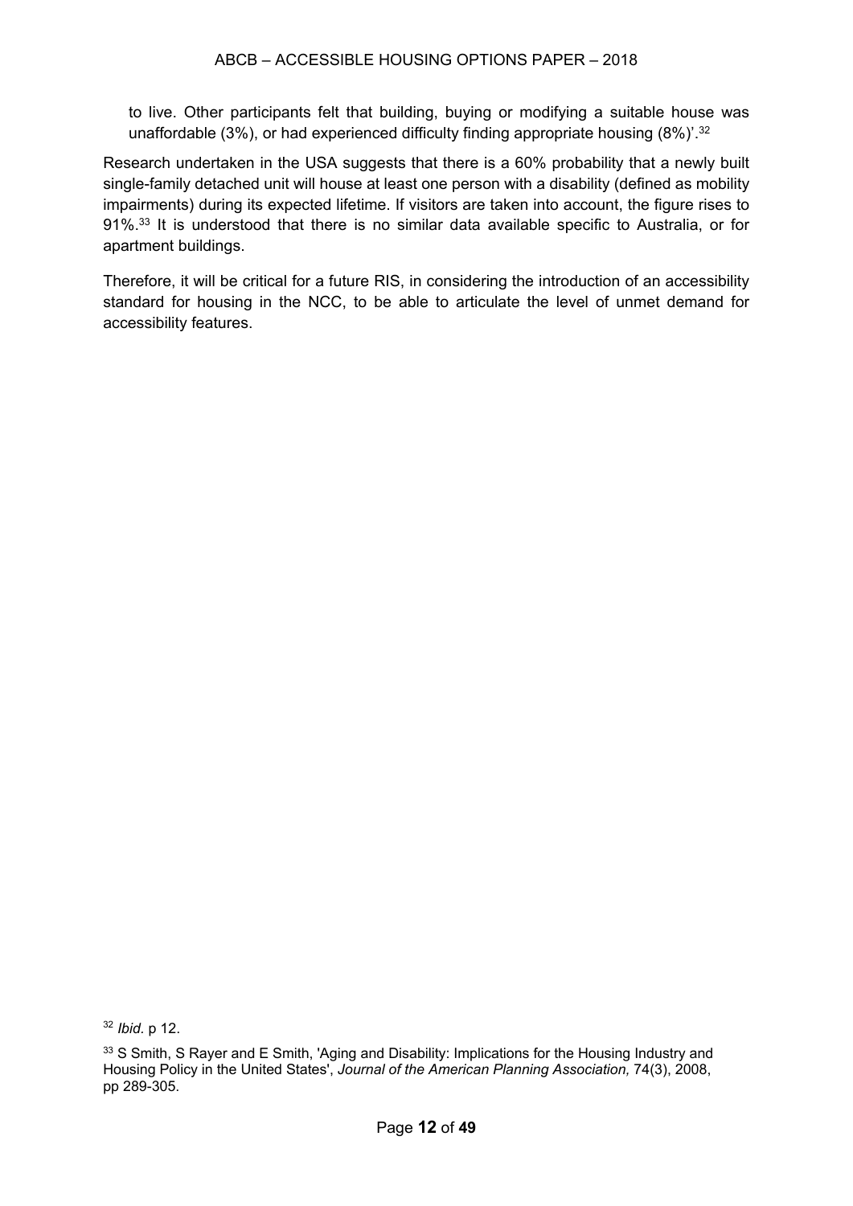to live. Other participants felt that building, buying or modifying a suitable house was unaffordable (3%), or had experienced difficulty finding appropriate housing (8%)'.[32]

Research undertaken in the USA suggests that there is a 60% probability that a newly built single-family detached unit will house at least one person with a disability (defined as mobility impairments) during its expected lifetime. If visitors are taken into account, the figure rises to 91%.[33] It is understood that there is no similar data available specific to Australia, or for apartment buildings.

Therefore, it will be critical for a future RIS, in considering the introduction of an accessibility standard for housing in the NCC, to be able to articulate the level of unmet demand for accessibility features.

[32] *Ibid*. p 12.

[33] S Smith, S Rayer and E Smith, 'Aging and Disability: Implications for the Housing Industry and Housing Policy in the United States', *Journal of the American Planning Association,* 74(3), 2008, pp 289-305.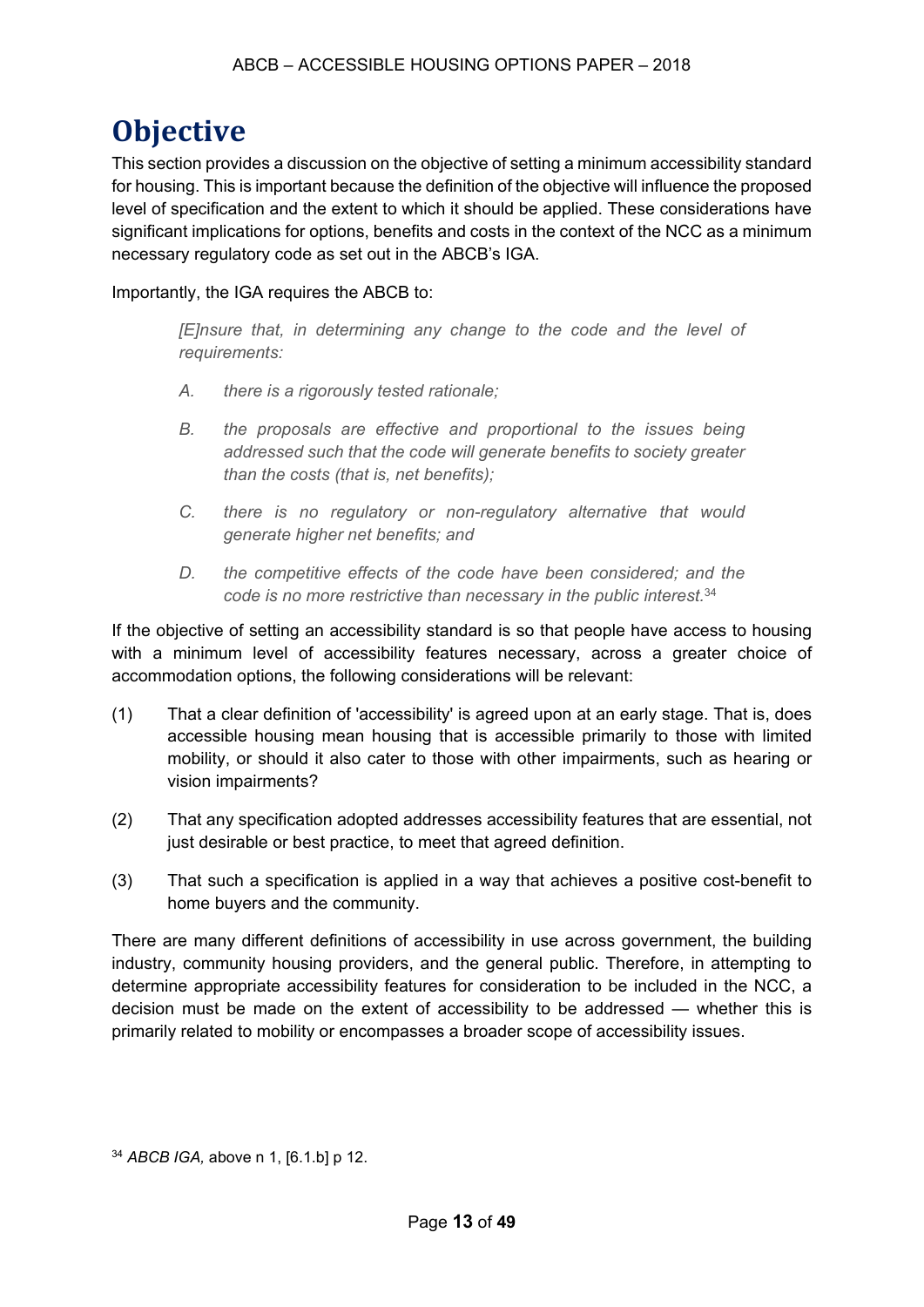# Objective

This section provides a discussion on the objective of setting a minimum accessibility standard for housing. This is important because the definition of the objective will influence the proposed level of specification and the extent to which it should be applied. These considerations have significant implications for options, benefits and costs in the context of the NCC as a minimum necessary regulatory code as set out in the ABCB's IGA.

Importantly, the IGA requires the ABCB to:

> *[E]nsure that, in determining any change to the code and the level of requirements:*
>
> *A. there is a rigorously tested rationale;*
>
> *B. the proposals are effective and proportional to the issues being addressed such that the code will generate benefits to society greater than the costs (that is, net benefits);*
>
> *C. there is no regulatory or non-regulatory alternative that would generate higher net benefits; and*
>
> *D. the competitive effects of the code have been considered; and the code is no more restrictive than necessary in the public interest.*[34]

If the objective of setting an accessibility standard is so that people have access to housing with a minimum level of accessibility features necessary, across a greater choice of accommodation options, the following considerations will be relevant:

(1) That a clear definition of 'accessibility' is agreed upon at an early stage. That is, does accessible housing mean housing that is accessible primarily to those with limited mobility, or should it also cater to those with other impairments, such as hearing or vision impairments?

(2) That any specification adopted addresses accessibility features that are essential, not just desirable or best practice, to meet that agreed definition.

(3) That such a specification is applied in a way that achieves a positive cost-benefit to home buyers and the community.

There are many different definitions of accessibility in use across government, the building industry, community housing providers, and the general public. Therefore, in attempting to determine appropriate accessibility features for consideration to be included in the NCC, a decision must be made on the extent of accessibility to be addressed — whether this is primarily related to mobility or encompasses a broader scope of accessibility issues.

[34] *ABCB IGA,* above n 1, [6.1.b] p 12.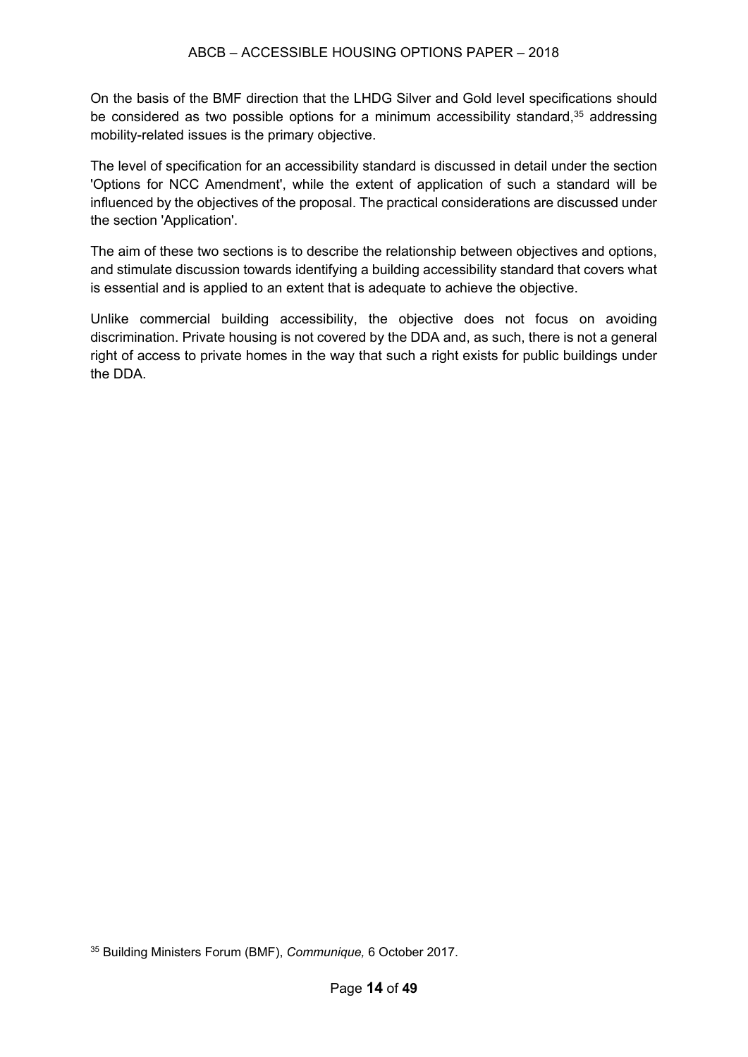On the basis of the BMF direction that the LHDG Silver and Gold level specifications should be considered as two possible options for a minimum accessibility standard,[35] addressing mobility-related issues is the primary objective.

The level of specification for an accessibility standard is discussed in detail under the section 'Options for NCC Amendment', while the extent of application of such a standard will be influenced by the objectives of the proposal. The practical considerations are discussed under the section 'Application'.

The aim of these two sections is to describe the relationship between objectives and options, and stimulate discussion towards identifying a building accessibility standard that covers what is essential and is applied to an extent that is adequate to achieve the objective.

Unlike commercial building accessibility, the objective does not focus on avoiding discrimination. Private housing is not covered by the DDA and, as such, there is not a general right of access to private homes in the way that such a right exists for public buildings under the DDA.

[35] Building Ministers Forum (BMF), *Communique,* 6 October 2017.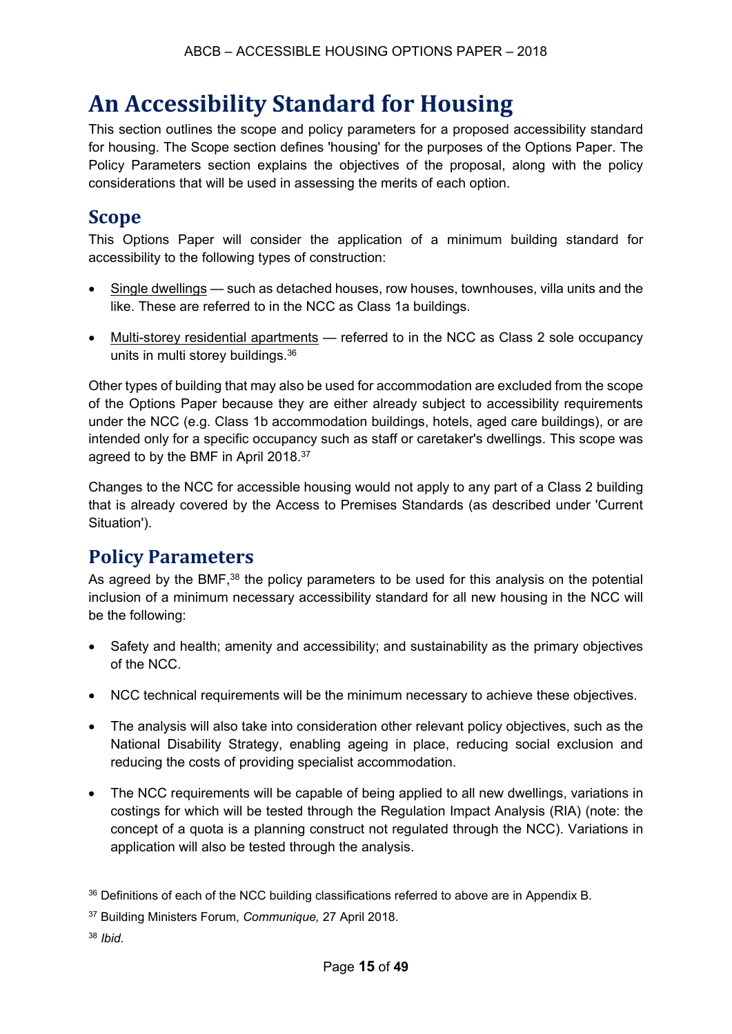# An Accessibility Standard for Housing

This section outlines the scope and policy parameters for a proposed accessibility standard for housing. The Scope section defines 'housing' for the purposes of the Options Paper. The Policy Parameters section explains the objectives of the proposal, along with the policy considerations that will be used in assessing the merits of each option.

## Scope

This Options Paper will consider the application of a minimum building standard for accessibility to the following types of construction:

- Single dwellings — such as detached houses, row houses, townhouses, villa units and the like. These are referred to in the NCC as Class 1a buildings.
- Multi-storey residential apartments — referred to in the NCC as Class 2 sole occupancy units in multi storey buildings.[36]

Other types of building that may also be used for accommodation are excluded from the scope of the Options Paper because they are either already subject to accessibility requirements under the NCC (e.g. Class 1b accommodation buildings, hotels, aged care buildings), or are intended only for a specific occupancy such as staff or caretaker's dwellings. This scope was agreed to by the BMF in April 2018.[37]

Changes to the NCC for accessible housing would not apply to any part of a Class 2 building that is already covered by the Access to Premises Standards (as described under 'Current Situation').

## Policy Parameters

As agreed by the BMF,[38] the policy parameters to be used for this analysis on the potential inclusion of a minimum necessary accessibility standard for all new housing in the NCC will be the following:

- Safety and health; amenity and accessibility; and sustainability as the primary objectives of the NCC.
- NCC technical requirements will be the minimum necessary to achieve these objectives.
- The analysis will also take into consideration other relevant policy objectives, such as the National Disability Strategy, enabling ageing in place, reducing social exclusion and reducing the costs of providing specialist accommodation.
- The NCC requirements will be capable of being applied to all new dwellings, variations in costings for which will be tested through the Regulation Impact Analysis (RIA) (note: the concept of a quota is a planning construct not regulated through the NCC). Variations in application will also be tested through the analysis.

---

[36] Definitions of each of the NCC building classifications referred to above are in Appendix B.

[37] Building Ministers Forum, *Communique,* 27 April 2018.

[38] *Ibid.*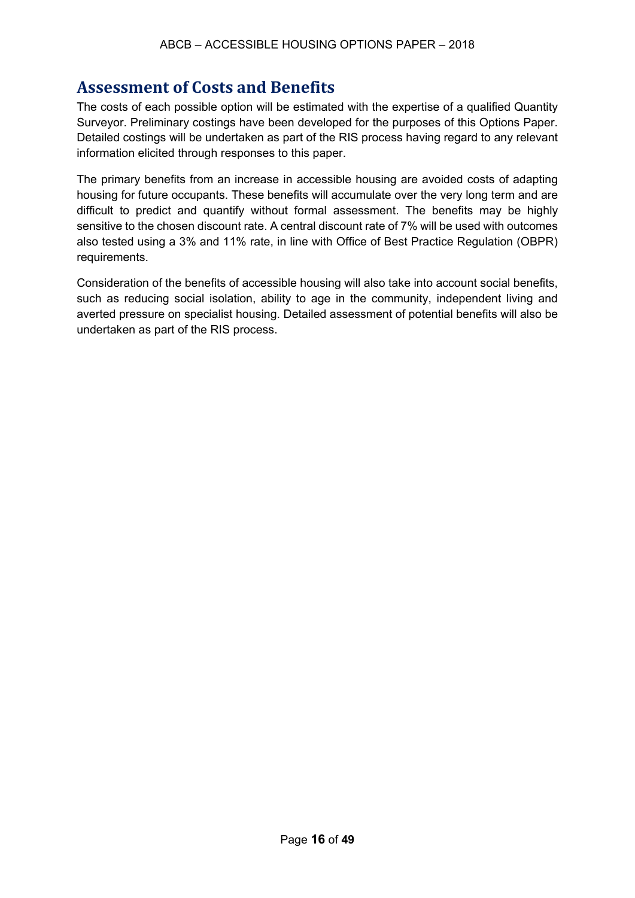## Assessment of Costs and Benefits

The costs of each possible option will be estimated with the expertise of a qualified Quantity Surveyor. Preliminary costings have been developed for the purposes of this Options Paper. Detailed costings will be undertaken as part of the RIS process having regard to any relevant information elicited through responses to this paper.

The primary benefits from an increase in accessible housing are avoided costs of adapting housing for future occupants. These benefits will accumulate over the very long term and are difficult to predict and quantify without formal assessment. The benefits may be highly sensitive to the chosen discount rate. A central discount rate of 7% will be used with outcomes also tested using a 3% and 11% rate, in line with Office of Best Practice Regulation (OBPR) requirements.

Consideration of the benefits of accessible housing will also take into account social benefits, such as reducing social isolation, ability to age in the community, independent living and averted pressure on specialist housing. Detailed assessment of potential benefits will also be undertaken as part of the RIS process.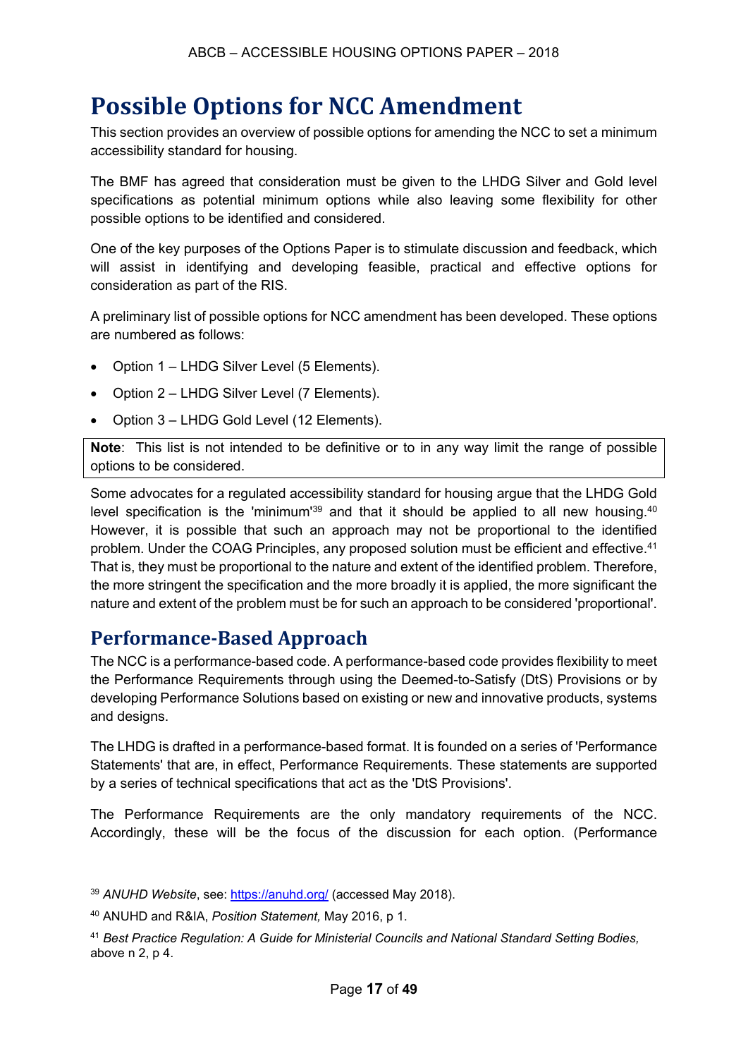# Possible Options for NCC Amendment

This section provides an overview of possible options for amending the NCC to set a minimum accessibility standard for housing.

The BMF has agreed that consideration must be given to the LHDG Silver and Gold level specifications as potential minimum options while also leaving some flexibility for other possible options to be identified and considered.

One of the key purposes of the Options Paper is to stimulate discussion and feedback, which will assist in identifying and developing feasible, practical and effective options for consideration as part of the RIS.

A preliminary list of possible options for NCC amendment has been developed. These options are numbered as follows:

- Option 1 – LHDG Silver Level (5 Elements).
- Option 2 – LHDG Silver Level (7 Elements).
- Option 3 – LHDG Gold Level (12 Elements).

> **Note**: This list is not intended to be definitive or to in any way limit the range of possible options to be considered.

Some advocates for a regulated accessibility standard for housing argue that the LHDG Gold level specification is the 'minimum'[39] and that it should be applied to all new housing.[40] However, it is possible that such an approach may not be proportional to the identified problem. Under the COAG Principles, any proposed solution must be efficient and effective.[41] That is, they must be proportional to the nature and extent of the identified problem. Therefore, the more stringent the specification and the more broadly it is applied, the more significant the nature and extent of the problem must be for such an approach to be considered 'proportional'.

## Performance-Based Approach

The NCC is a performance-based code. A performance-based code provides flexibility to meet the Performance Requirements through using the Deemed-to-Satisfy (DtS) Provisions or by developing Performance Solutions based on existing or new and innovative products, systems and designs.

The LHDG is drafted in a performance-based format. It is founded on a series of 'Performance Statements' that are, in effect, Performance Requirements. These statements are supported by a series of technical specifications that act as the 'DtS Provisions'.

The Performance Requirements are the only mandatory requirements of the NCC. Accordingly, these will be the focus of the discussion for each option. (Performance

---

[39] *ANUHD Website*, see: https://anuhd.org/ (accessed May 2018).

[40] ANUHD and R&IA, *Position Statement,* May 2016, p 1.

[41] *Best Practice Regulation: A Guide for Ministerial Councils and National Standard Setting Bodies,* above n 2, p 4.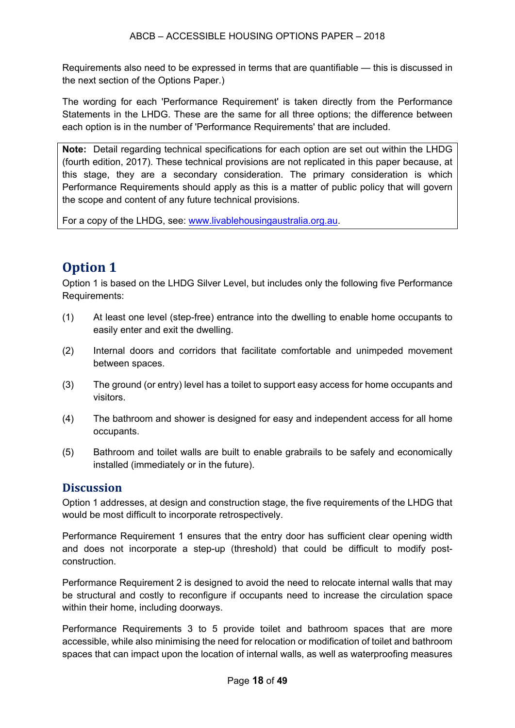Requirements also need to be expressed in terms that are quantifiable — this is discussed in the next section of the Options Paper.)

The wording for each 'Performance Requirement' is taken directly from the Performance Statements in the LHDG. These are the same for all three options; the difference between each option is in the number of 'Performance Requirements' that are included.

> **Note:** Detail regarding technical specifications for each option are set out within the LHDG (fourth edition, 2017). These technical provisions are not replicated in this paper because, at this stage, they are a secondary consideration. The primary consideration is which Performance Requirements should apply as this is a matter of public policy that will govern the scope and content of any future technical provisions.
>
> For a copy of the LHDG, see: [www.livablehousingaustralia.org.au](http://www.livablehousingaustralia.org.au).

## Option 1

Option 1 is based on the LHDG Silver Level, but includes only the following five Performance Requirements:

(1) At least one level (step-free) entrance into the dwelling to enable home occupants to easily enter and exit the dwelling.

(2) Internal doors and corridors that facilitate comfortable and unimpeded movement between spaces.

(3) The ground (or entry) level has a toilet to support easy access for home occupants and visitors.

(4) The bathroom and shower is designed for easy and independent access for all home occupants.

(5) Bathroom and toilet walls are built to enable grabrails to be safely and economically installed (immediately or in the future).

### Discussion

Option 1 addresses, at design and construction stage, the five requirements of the LHDG that would be most difficult to incorporate retrospectively.

Performance Requirement 1 ensures that the entry door has sufficient clear opening width and does not incorporate a step-up (threshold) that could be difficult to modify post-construction.

Performance Requirement 2 is designed to avoid the need to relocate internal walls that may be structural and costly to reconfigure if occupants need to increase the circulation space within their home, including doorways.

Performance Requirements 3 to 5 provide toilet and bathroom spaces that are more accessible, while also minimising the need for relocation or modification of toilet and bathroom spaces that can impact upon the location of internal walls, as well as waterproofing measures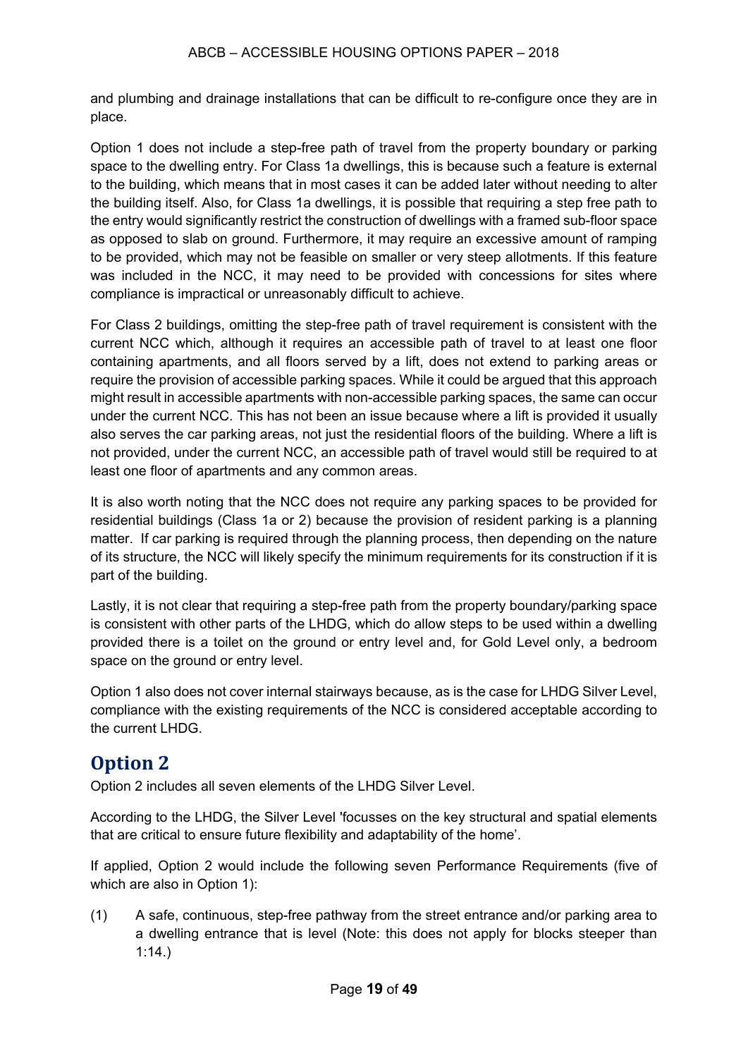and plumbing and drainage installations that can be difficult to re-configure once they are in place.

Option 1 does not include a step-free path of travel from the property boundary or parking space to the dwelling entry. For Class 1a dwellings, this is because such a feature is external to the building, which means that in most cases it can be added later without needing to alter the building itself. Also, for Class 1a dwellings, it is possible that requiring a step free path to the entry would significantly restrict the construction of dwellings with a framed sub-floor space as opposed to slab on ground. Furthermore, it may require an excessive amount of ramping to be provided, which may not be feasible on smaller or very steep allotments. If this feature was included in the NCC, it may need to be provided with concessions for sites where compliance is impractical or unreasonably difficult to achieve.

For Class 2 buildings, omitting the step-free path of travel requirement is consistent with the current NCC which, although it requires an accessible path of travel to at least one floor containing apartments, and all floors served by a lift, does not extend to parking areas or require the provision of accessible parking spaces. While it could be argued that this approach might result in accessible apartments with non-accessible parking spaces, the same can occur under the current NCC. This has not been an issue because where a lift is provided it usually also serves the car parking areas, not just the residential floors of the building. Where a lift is not provided, under the current NCC, an accessible path of travel would still be required to at least one floor of apartments and any common areas.

It is also worth noting that the NCC does not require any parking spaces to be provided for residential buildings (Class 1a or 2) because the provision of resident parking is a planning matter. If car parking is required through the planning process, then depending on the nature of its structure, the NCC will likely specify the minimum requirements for its construction if it is part of the building.

Lastly, it is not clear that requiring a step-free path from the property boundary/parking space is consistent with other parts of the LHDG, which do allow steps to be used within a dwelling provided there is a toilet on the ground or entry level and, for Gold Level only, a bedroom space on the ground or entry level.

Option 1 also does not cover internal stairways because, as is the case for LHDG Silver Level, compliance with the existing requirements of the NCC is considered acceptable according to the current LHDG.

## Option 2

Option 2 includes all seven elements of the LHDG Silver Level.

According to the LHDG, the Silver Level 'focusses on the key structural and spatial elements that are critical to ensure future flexibility and adaptability of the home'.

If applied, Option 2 would include the following seven Performance Requirements (five of which are also in Option 1):

(1) A safe, continuous, step-free pathway from the street entrance and/or parking area to a dwelling entrance that is level (Note: this does not apply for blocks steeper than 1:14.)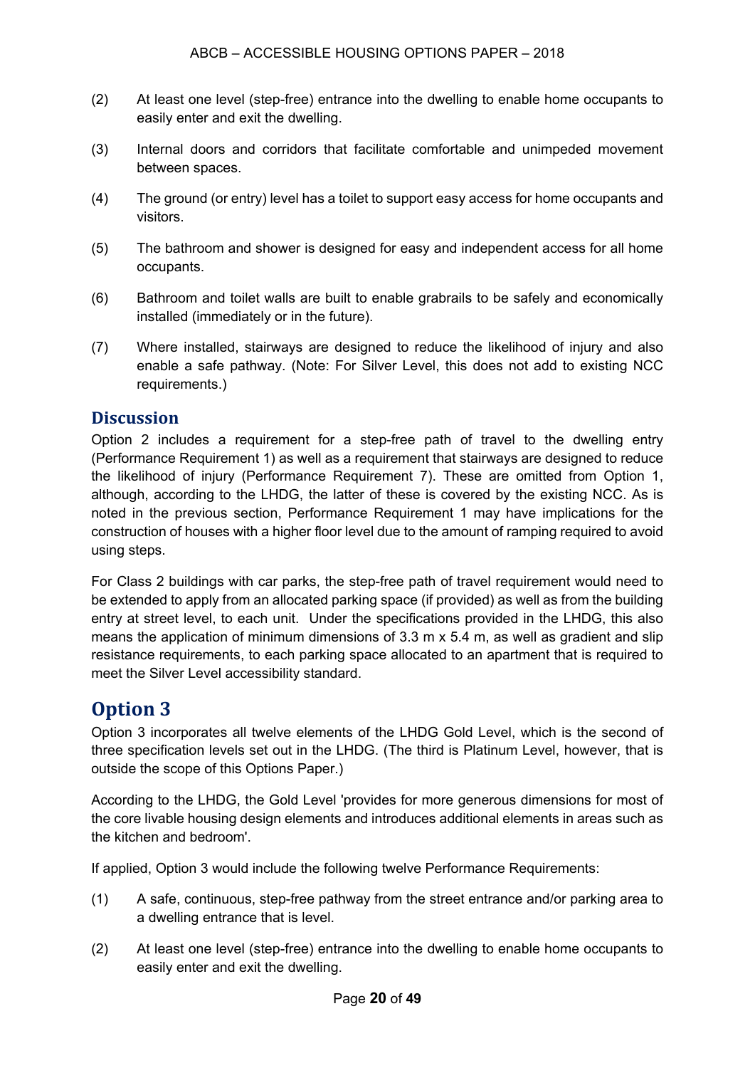(2) At least one level (step-free) entrance into the dwelling to enable home occupants to easily enter and exit the dwelling.

(3) Internal doors and corridors that facilitate comfortable and unimpeded movement between spaces.

(4) The ground (or entry) level has a toilet to support easy access for home occupants and visitors.

(5) The bathroom and shower is designed for easy and independent access for all home occupants.

(6) Bathroom and toilet walls are built to enable grabrails to be safely and economically installed (immediately or in the future).

(7) Where installed, stairways are designed to reduce the likelihood of injury and also enable a safe pathway. (Note: For Silver Level, this does not add to existing NCC requirements.)

### Discussion

Option 2 includes a requirement for a step-free path of travel to the dwelling entry (Performance Requirement 1) as well as a requirement that stairways are designed to reduce the likelihood of injury (Performance Requirement 7). These are omitted from Option 1, although, according to the LHDG, the latter of these is covered by the existing NCC. As is noted in the previous section, Performance Requirement 1 may have implications for the construction of houses with a higher floor level due to the amount of ramping required to avoid using steps.

For Class 2 buildings with car parks, the step-free path of travel requirement would need to be extended to apply from an allocated parking space (if provided) as well as from the building entry at street level, to each unit. Under the specifications provided in the LHDG, this also means the application of minimum dimensions of 3.3 m x 5.4 m, as well as gradient and slip resistance requirements, to each parking space allocated to an apartment that is required to meet the Silver Level accessibility standard.

## Option 3

Option 3 incorporates all twelve elements of the LHDG Gold Level, which is the second of three specification levels set out in the LHDG. (The third is Platinum Level, however, that is outside the scope of this Options Paper.)

According to the LHDG, the Gold Level 'provides for more generous dimensions for most of the core livable housing design elements and introduces additional elements in areas such as the kitchen and bedroom'.

If applied, Option 3 would include the following twelve Performance Requirements:

(1) A safe, continuous, step-free pathway from the street entrance and/or parking area to a dwelling entrance that is level.

(2) At least one level (step-free) entrance into the dwelling to enable home occupants to easily enter and exit the dwelling.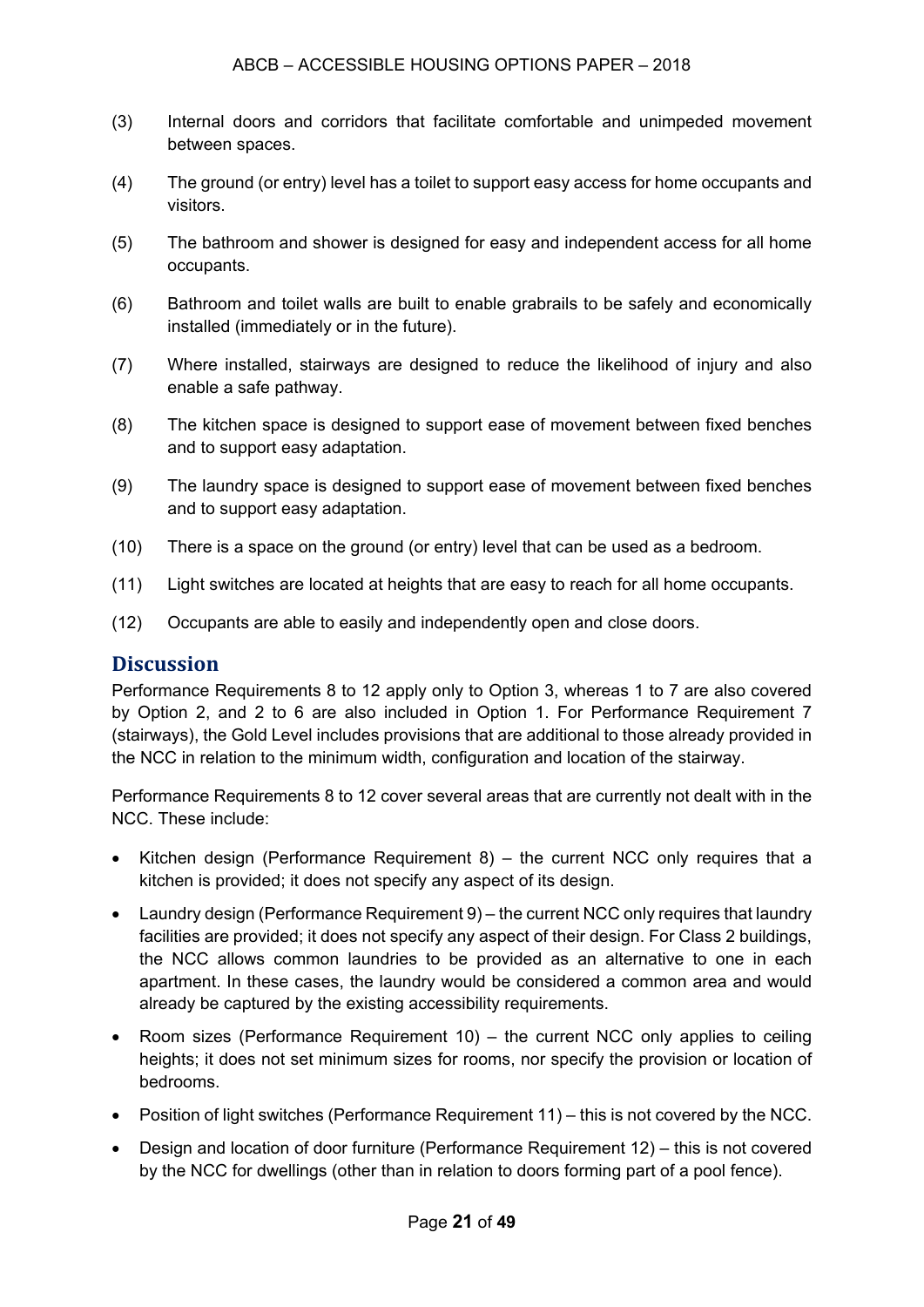(3) Internal doors and corridors that facilitate comfortable and unimpeded movement between spaces.

(4) The ground (or entry) level has a toilet to support easy access for home occupants and visitors.

(5) The bathroom and shower is designed for easy and independent access for all home occupants.

(6) Bathroom and toilet walls are built to enable grabrails to be safely and economically installed (immediately or in the future).

(7) Where installed, stairways are designed to reduce the likelihood of injury and also enable a safe pathway.

(8) The kitchen space is designed to support ease of movement between fixed benches and to support easy adaptation.

(9) The laundry space is designed to support ease of movement between fixed benches and to support easy adaptation.

(10) There is a space on the ground (or entry) level that can be used as a bedroom.

(11) Light switches are located at heights that are easy to reach for all home occupants.

(12) Occupants are able to easily and independently open and close doors.

## Discussion

Performance Requirements 8 to 12 apply only to Option 3, whereas 1 to 7 are also covered by Option 2, and 2 to 6 are also included in Option 1. For Performance Requirement 7 (stairways), the Gold Level includes provisions that are additional to those already provided in the NCC in relation to the minimum width, configuration and location of the stairway.

Performance Requirements 8 to 12 cover several areas that are currently not dealt with in the NCC. These include:

- Kitchen design (Performance Requirement 8) – the current NCC only requires that a kitchen is provided; it does not specify any aspect of its design.
- Laundry design (Performance Requirement 9) – the current NCC only requires that laundry facilities are provided; it does not specify any aspect of their design. For Class 2 buildings, the NCC allows common laundries to be provided as an alternative to one in each apartment. In these cases, the laundry would be considered a common area and would already be captured by the existing accessibility requirements.
- Room sizes (Performance Requirement 10) – the current NCC only applies to ceiling heights; it does not set minimum sizes for rooms, nor specify the provision or location of bedrooms.
- Position of light switches (Performance Requirement 11) – this is not covered by the NCC.
- Design and location of door furniture (Performance Requirement 12) – this is not covered by the NCC for dwellings (other than in relation to doors forming part of a pool fence).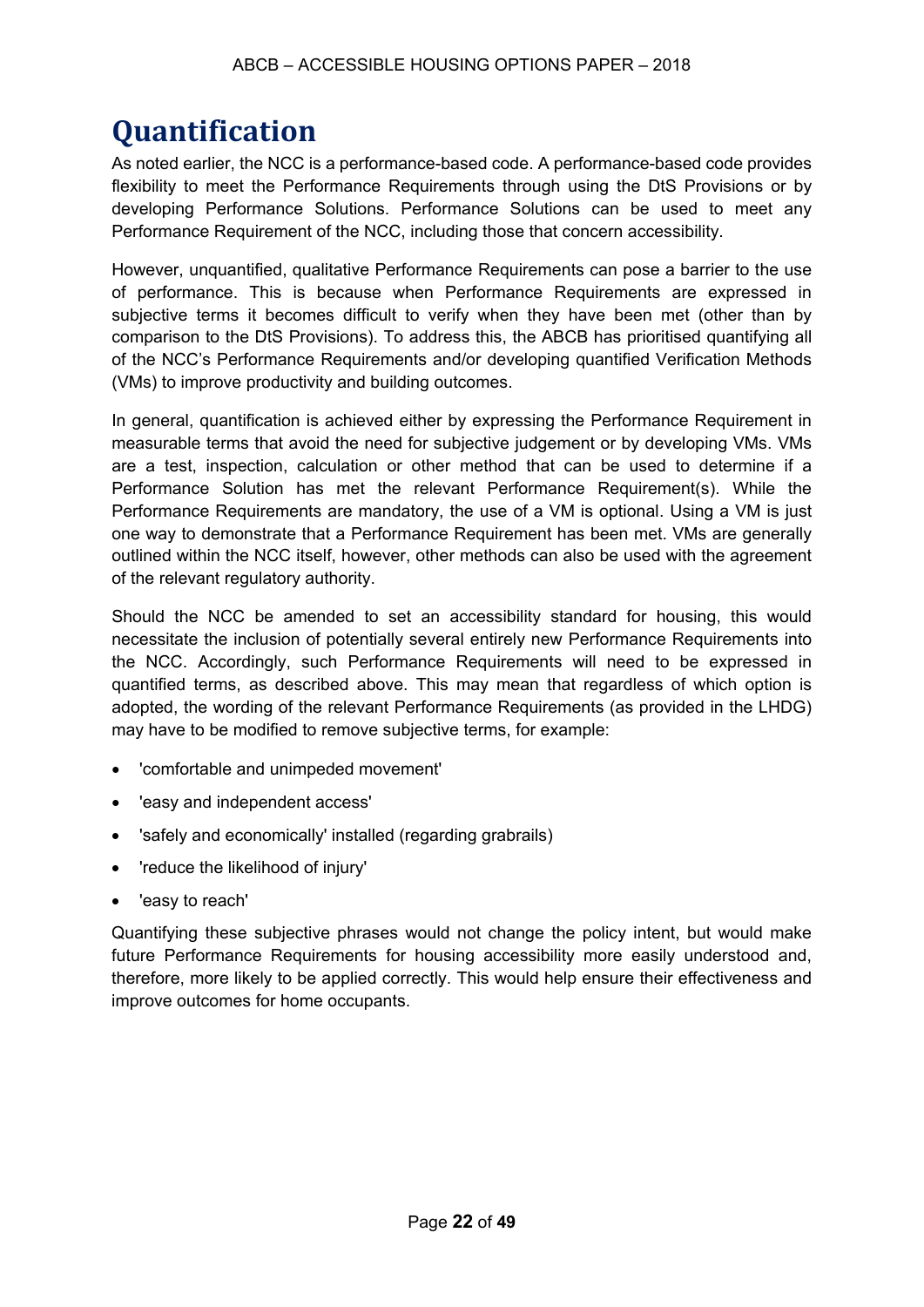# Quantification

As noted earlier, the NCC is a performance-based code. A performance-based code provides flexibility to meet the Performance Requirements through using the DtS Provisions or by developing Performance Solutions. Performance Solutions can be used to meet any Performance Requirement of the NCC, including those that concern accessibility.

However, unquantified, qualitative Performance Requirements can pose a barrier to the use of performance. This is because when Performance Requirements are expressed in subjective terms it becomes difficult to verify when they have been met (other than by comparison to the DtS Provisions). To address this, the ABCB has prioritised quantifying all of the NCC's Performance Requirements and/or developing quantified Verification Methods (VMs) to improve productivity and building outcomes.

In general, quantification is achieved either by expressing the Performance Requirement in measurable terms that avoid the need for subjective judgement or by developing VMs. VMs are a test, inspection, calculation or other method that can be used to determine if a Performance Solution has met the relevant Performance Requirement(s). While the Performance Requirements are mandatory, the use of a VM is optional. Using a VM is just one way to demonstrate that a Performance Requirement has been met. VMs are generally outlined within the NCC itself, however, other methods can also be used with the agreement of the relevant regulatory authority.

Should the NCC be amended to set an accessibility standard for housing, this would necessitate the inclusion of potentially several entirely new Performance Requirements into the NCC. Accordingly, such Performance Requirements will need to be expressed in quantified terms, as described above. This may mean that regardless of which option is adopted, the wording of the relevant Performance Requirements (as provided in the LHDG) may have to be modified to remove subjective terms, for example:

- 'comfortable and unimpeded movement'
- 'easy and independent access'
- 'safely and economically' installed (regarding grabrails)
- 'reduce the likelihood of injury'
- 'easy to reach'

Quantifying these subjective phrases would not change the policy intent, but would make future Performance Requirements for housing accessibility more easily understood and, therefore, more likely to be applied correctly. This would help ensure their effectiveness and improve outcomes for home occupants.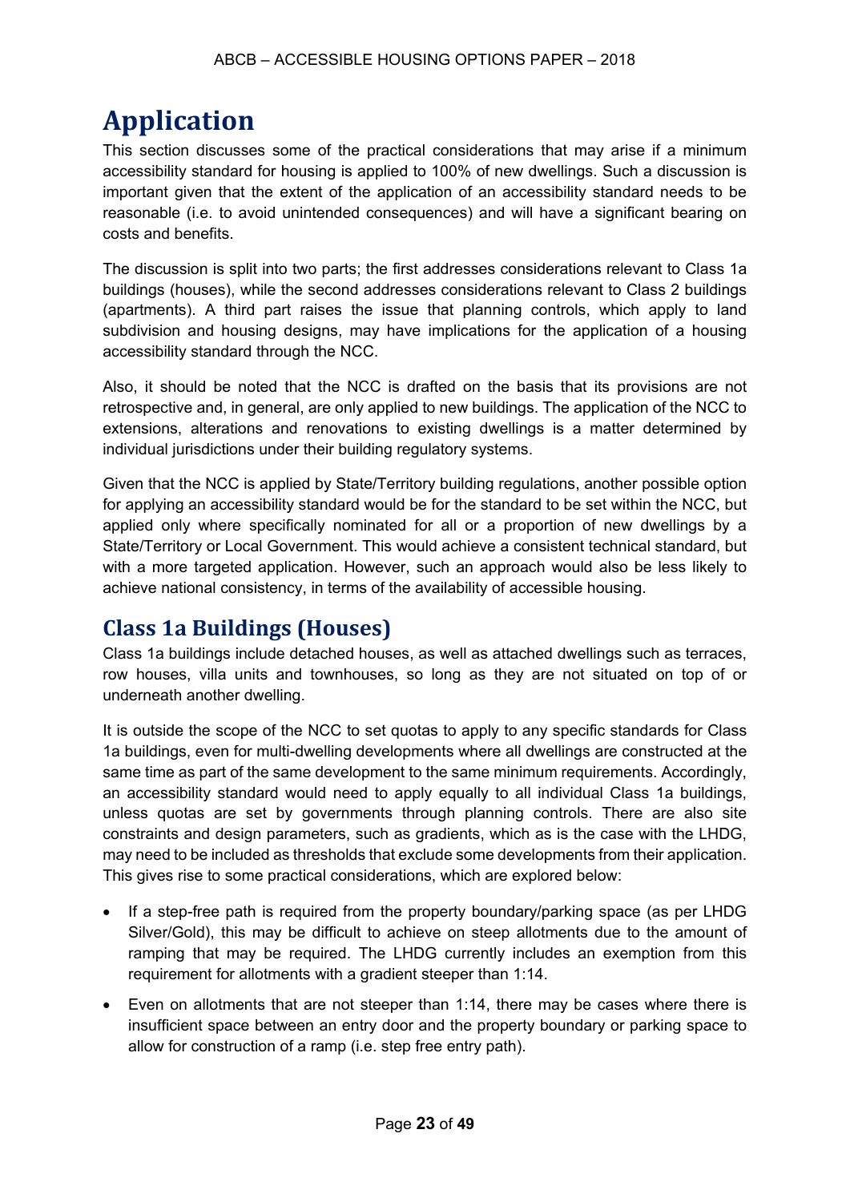# Application

This section discusses some of the practical considerations that may arise if a minimum accessibility standard for housing is applied to 100% of new dwellings. Such a discussion is important given that the extent of the application of an accessibility standard needs to be reasonable (i.e. to avoid unintended consequences) and will have a significant bearing on costs and benefits.

The discussion is split into two parts; the first addresses considerations relevant to Class 1a buildings (houses), while the second addresses considerations relevant to Class 2 buildings (apartments). A third part raises the issue that planning controls, which apply to land subdivision and housing designs, may have implications for the application of a housing accessibility standard through the NCC.

Also, it should be noted that the NCC is drafted on the basis that its provisions are not retrospective and, in general, are only applied to new buildings. The application of the NCC to extensions, alterations and renovations to existing dwellings is a matter determined by individual jurisdictions under their building regulatory systems.

Given that the NCC is applied by State/Territory building regulations, another possible option for applying an accessibility standard would be for the standard to be set within the NCC, but applied only where specifically nominated for all or a proportion of new dwellings by a State/Territory or Local Government. This would achieve a consistent technical standard, but with a more targeted application. However, such an approach would also be less likely to achieve national consistency, in terms of the availability of accessible housing.

## Class 1a Buildings (Houses)

Class 1a buildings include detached houses, as well as attached dwellings such as terraces, row houses, villa units and townhouses, so long as they are not situated on top of or underneath another dwelling.

It is outside the scope of the NCC to set quotas to apply to any specific standards for Class 1a buildings, even for multi-dwelling developments where all dwellings are constructed at the same time as part of the same development to the same minimum requirements. Accordingly, an accessibility standard would need to apply equally to all individual Class 1a buildings, unless quotas are set by governments through planning controls. There are also site constraints and design parameters, such as gradients, which as is the case with the LHDG, may need to be included as thresholds that exclude some developments from their application. This gives rise to some practical considerations, which are explored below:

- If a step-free path is required from the property boundary/parking space (as per LHDG Silver/Gold), this may be difficult to achieve on steep allotments due to the amount of ramping that may be required. The LHDG currently includes an exemption from this requirement for allotments with a gradient steeper than 1:14.
- Even on allotments that are not steeper than 1:14, there may be cases where there is insufficient space between an entry door and the property boundary or parking space to allow for construction of a ramp (i.e. step free entry path).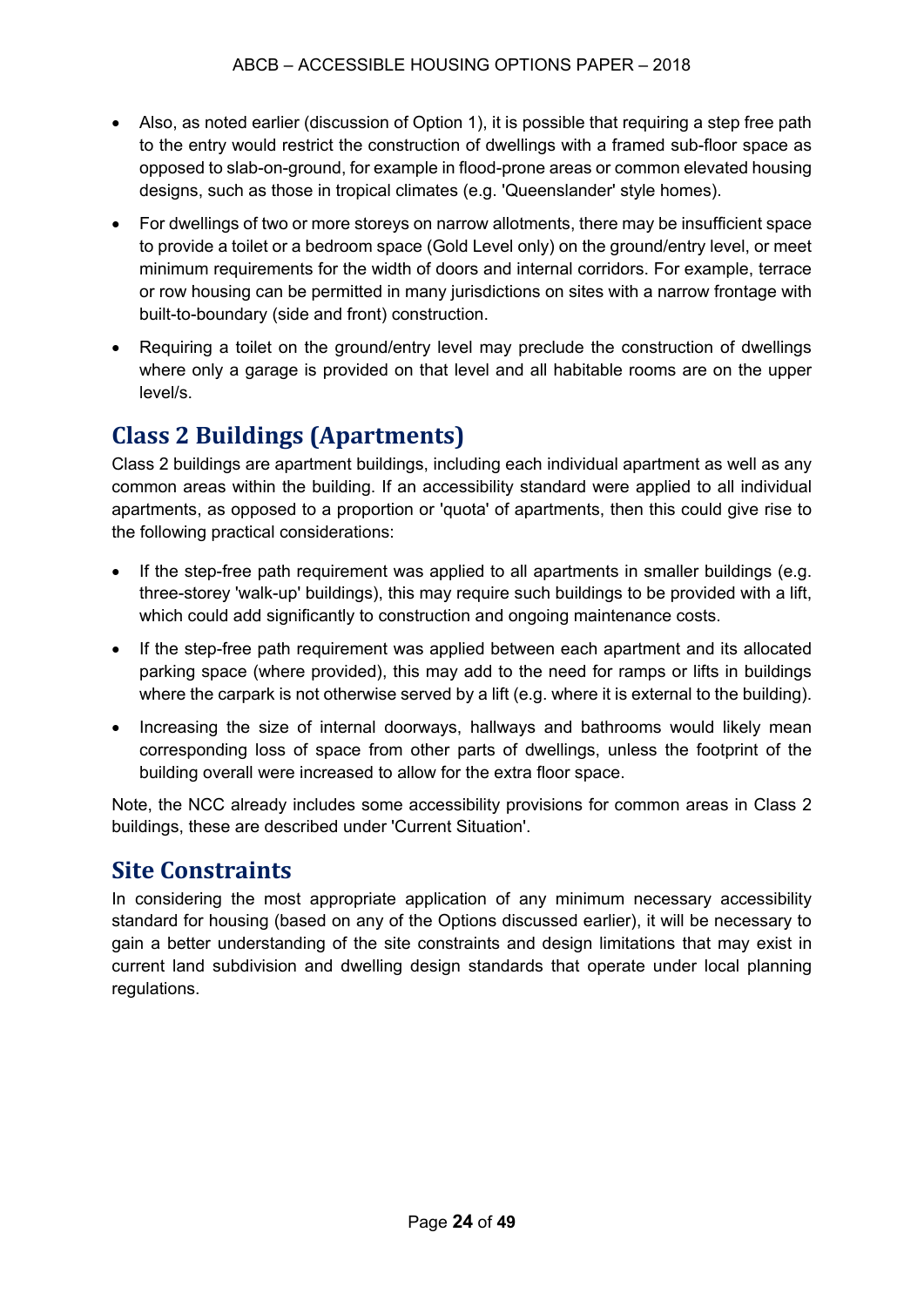- Also, as noted earlier (discussion of Option 1), it is possible that requiring a step free path to the entry would restrict the construction of dwellings with a framed sub-floor space as opposed to slab-on-ground, for example in flood-prone areas or common elevated housing designs, such as those in tropical climates (e.g. 'Queenslander' style homes).
- For dwellings of two or more storeys on narrow allotments, there may be insufficient space to provide a toilet or a bedroom space (Gold Level only) on the ground/entry level, or meet minimum requirements for the width of doors and internal corridors. For example, terrace or row housing can be permitted in many jurisdictions on sites with a narrow frontage with built-to-boundary (side and front) construction.
- Requiring a toilet on the ground/entry level may preclude the construction of dwellings where only a garage is provided on that level and all habitable rooms are on the upper level/s.

## Class 2 Buildings (Apartments)

Class 2 buildings are apartment buildings, including each individual apartment as well as any common areas within the building. If an accessibility standard were applied to all individual apartments, as opposed to a proportion or 'quota' of apartments, then this could give rise to the following practical considerations:

- If the step-free path requirement was applied to all apartments in smaller buildings (e.g. three-storey 'walk-up' buildings), this may require such buildings to be provided with a lift, which could add significantly to construction and ongoing maintenance costs.
- If the step-free path requirement was applied between each apartment and its allocated parking space (where provided), this may add to the need for ramps or lifts in buildings where the carpark is not otherwise served by a lift (e.g. where it is external to the building).
- Increasing the size of internal doorways, hallways and bathrooms would likely mean corresponding loss of space from other parts of dwellings, unless the footprint of the building overall were increased to allow for the extra floor space.

Note, the NCC already includes some accessibility provisions for common areas in Class 2 buildings, these are described under 'Current Situation'.

## Site Constraints

In considering the most appropriate application of any minimum necessary accessibility standard for housing (based on any of the Options discussed earlier), it will be necessary to gain a better understanding of the site constraints and design limitations that may exist in current land subdivision and dwelling design standards that operate under local planning regulations.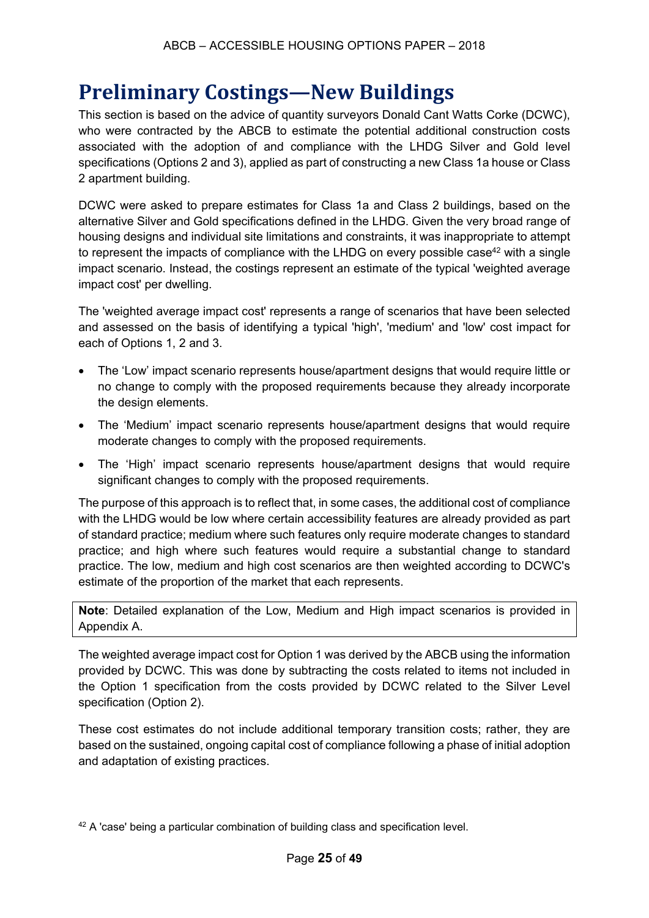# Preliminary Costings—New Buildings

This section is based on the advice of quantity surveyors Donald Cant Watts Corke (DCWC), who were contracted by the ABCB to estimate the potential additional construction costs associated with the adoption of and compliance with the LHDG Silver and Gold level specifications (Options 2 and 3), applied as part of constructing a new Class 1a house or Class 2 apartment building.

DCWC were asked to prepare estimates for Class 1a and Class 2 buildings, based on the alternative Silver and Gold specifications defined in the LHDG. Given the very broad range of housing designs and individual site limitations and constraints, it was inappropriate to attempt to represent the impacts of compliance with the LHDG on every possible case[42] with a single impact scenario. Instead, the costings represent an estimate of the typical 'weighted average impact cost' per dwelling.

The 'weighted average impact cost' represents a range of scenarios that have been selected and assessed on the basis of identifying a typical 'high', 'medium' and 'low' cost impact for each of Options 1, 2 and 3.

- The 'Low' impact scenario represents house/apartment designs that would require little or no change to comply with the proposed requirements because they already incorporate the design elements.
- The 'Medium' impact scenario represents house/apartment designs that would require moderate changes to comply with the proposed requirements.
- The 'High' impact scenario represents house/apartment designs that would require significant changes to comply with the proposed requirements.

The purpose of this approach is to reflect that, in some cases, the additional cost of compliance with the LHDG would be low where certain accessibility features are already provided as part of standard practice; medium where such features only require moderate changes to standard practice; and high where such features would require a substantial change to standard practice. The low, medium and high cost scenarios are then weighted according to DCWC's estimate of the proportion of the market that each represents.

**Note**: Detailed explanation of the Low, Medium and High impact scenarios is provided in Appendix A.

The weighted average impact cost for Option 1 was derived by the ABCB using the information provided by DCWC. This was done by subtracting the costs related to items not included in the Option 1 specification from the costs provided by DCWC related to the Silver Level specification (Option 2).

These cost estimates do not include additional temporary transition costs; rather, they are based on the sustained, ongoing capital cost of compliance following a phase of initial adoption and adaptation of existing practices.

[42] A 'case' being a particular combination of building class and specification level.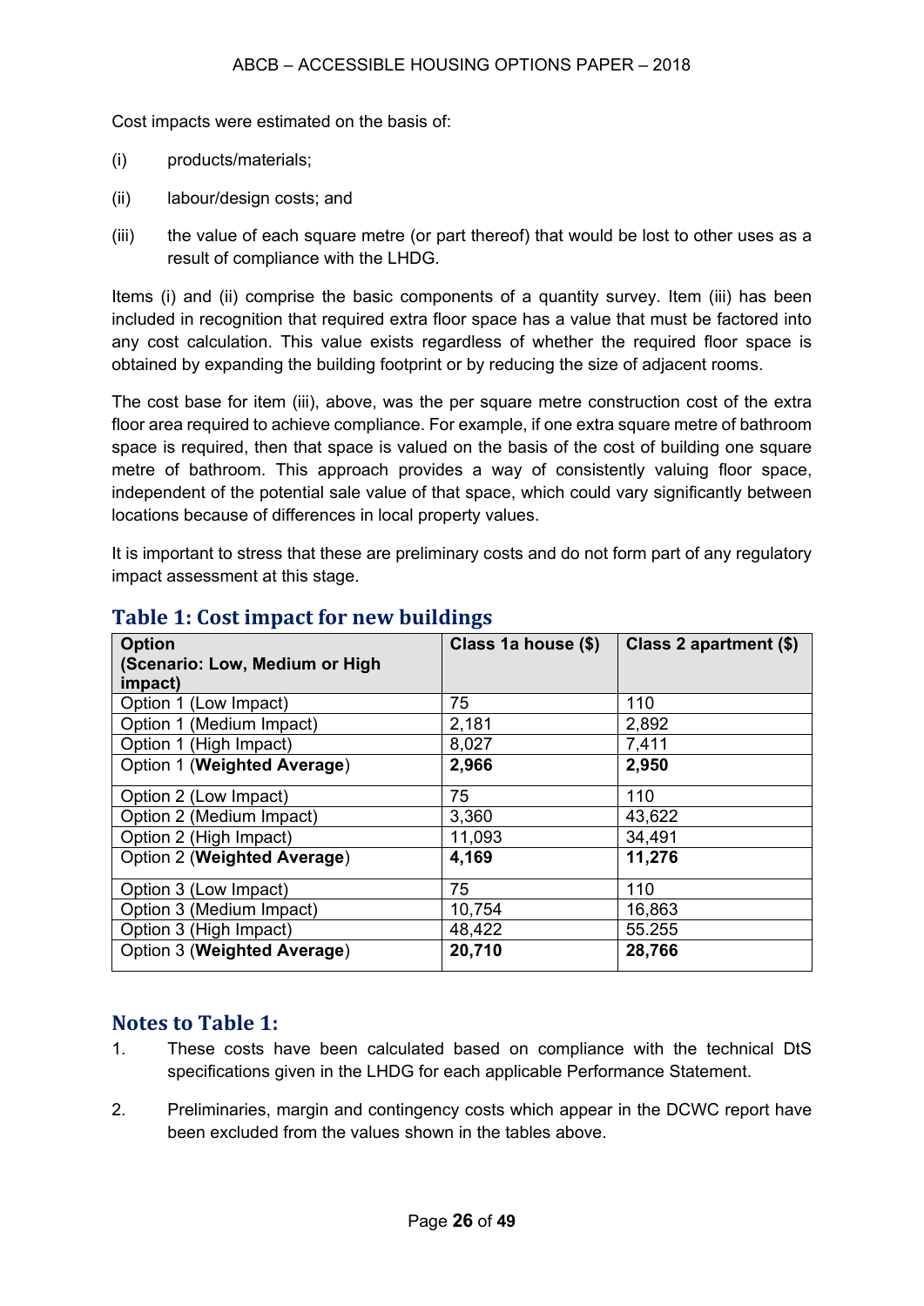Cost impacts were estimated on the basis of:

(i) products/materials;

(ii) labour/design costs; and

(iii) the value of each square metre (or part thereof) that would be lost to other uses as a result of compliance with the LHDG.

Items (i) and (ii) comprise the basic components of a quantity survey. Item (iii) has been included in recognition that required extra floor space has a value that must be factored into any cost calculation. This value exists regardless of whether the required floor space is obtained by expanding the building footprint or by reducing the size of adjacent rooms.

The cost base for item (iii), above, was the per square metre construction cost of the extra floor area required to achieve compliance. For example, if one extra square metre of bathroom space is required, then that space is valued on the basis of the cost of building one square metre of bathroom. This approach provides a way of consistently valuing floor space, independent of the potential sale value of that space, which could vary significantly between locations because of differences in local property values.

It is important to stress that these are preliminary costs and do not form part of any regulatory impact assessment at this stage.

## Table 1: Cost impact for new buildings

| Option (Scenario: Low, Medium or High impact) | Class 1a house ($) | Class 2 apartment ($) |
|---|---|---|
| Option 1 (Low Impact) | 75 | 110 |
| Option 1 (Medium Impact) | 2,181 | 2,892 |
| Option 1 (High Impact) | 8,027 | 7,411 |
| Option 1 (**Weighted Average**) | **2,966** | **2,950** |
| Option 2 (Low Impact) | 75 | 110 |
| Option 2 (Medium Impact) | 3,360 | 43,622 |
| Option 2 (High Impact) | 11,093 | 34,491 |
| Option 2 (**Weighted Average**) | **4,169** | **11,276** |
| Option 3 (Low Impact) | 75 | 110 |
| Option 3 (Medium Impact) | 10,754 | 16,863 |
| Option 3 (High Impact) | 48,422 | 55.255 |
| Option 3 (**Weighted Average**) | **20,710** | **28,766** |

## Notes to Table 1:

1. These costs have been calculated based on compliance with the technical DtS specifications given in the LHDG for each applicable Performance Statement.

2. Preliminaries, margin and contingency costs which appear in the DCWC report have been excluded from the values shown in the tables above.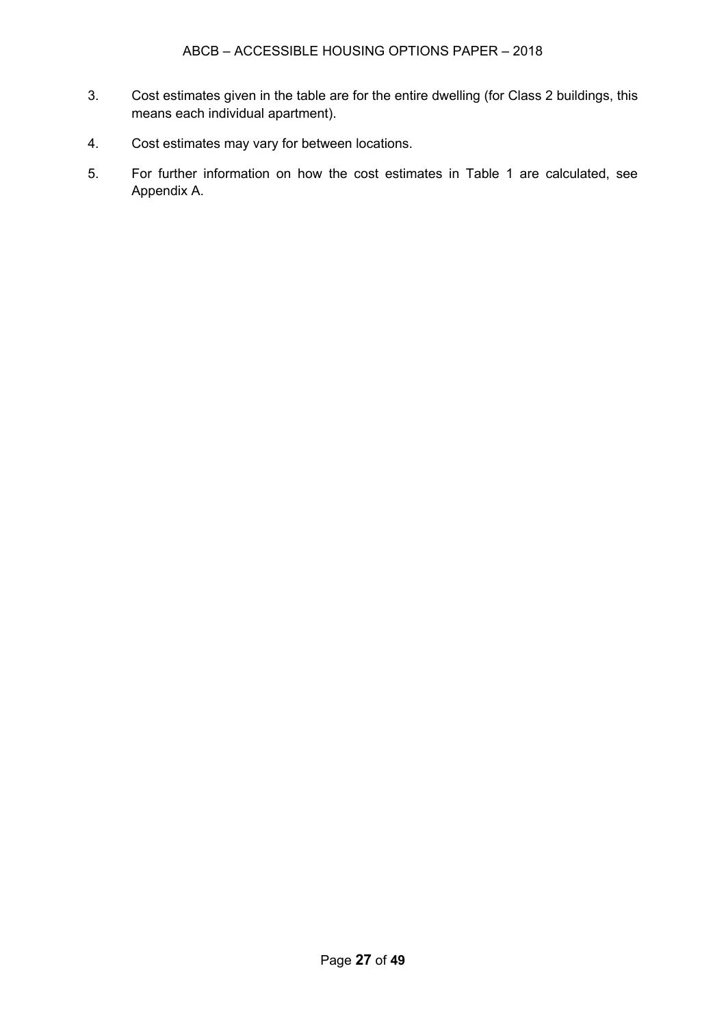3. Cost estimates given in the table are for the entire dwelling (for Class 2 buildings, this means each individual apartment).

4. Cost estimates may vary for between locations.

5. For further information on how the cost estimates in Table 1 are calculated, see Appendix A.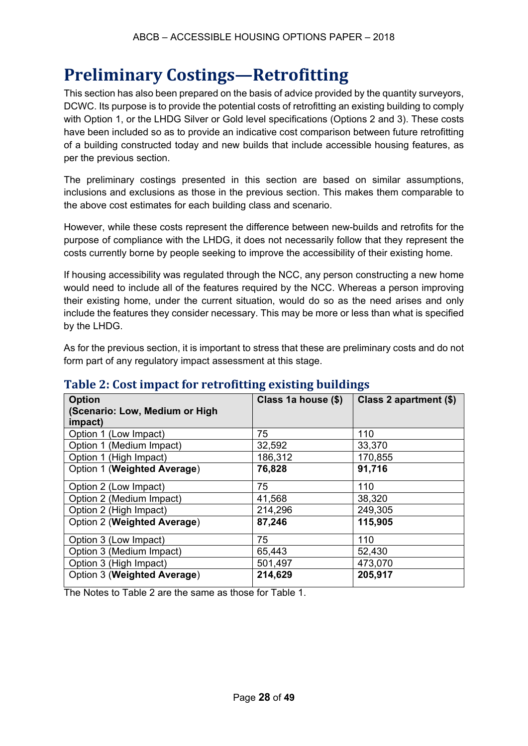# Preliminary Costings—Retrofitting

This section has also been prepared on the basis of advice provided by the quantity surveyors, DCWC. Its purpose is to provide the potential costs of retrofitting an existing building to comply with Option 1, or the LHDG Silver or Gold level specifications (Options 2 and 3). These costs have been included so as to provide an indicative cost comparison between future retrofitting of a building constructed today and new builds that include accessible housing features, as per the previous section.

The preliminary costings presented in this section are based on similar assumptions, inclusions and exclusions as those in the previous section. This makes them comparable to the above cost estimates for each building class and scenario.

However, while these costs represent the difference between new-builds and retrofits for the purpose of compliance with the LHDG, it does not necessarily follow that they represent the costs currently borne by people seeking to improve the accessibility of their existing home.

If housing accessibility was regulated through the NCC, any person constructing a new home would need to include all of the features required by the NCC. Whereas a person improving their existing home, under the current situation, would do so as the need arises and only include the features they consider necessary. This may be more or less than what is specified by the LHDG.

As for the previous section, it is important to stress that these are preliminary costs and do not form part of any regulatory impact assessment at this stage.

## Table 2: Cost impact for retrofitting existing buildings

| **Option (Scenario: Low, Medium or High impact)** | **Class 1a house ($)** | **Class 2 apartment ($)** |
|---|---|---|
| Option 1 (Low Impact) | 75 | 110 |
| Option 1 (Medium Impact) | 32,592 | 33,370 |
| Option 1 (High Impact) | 186,312 | 170,855 |
| Option 1 (**Weighted Average**) | **76,828** | **91,716** |
| Option 2 (Low Impact) | 75 | 110 |
| Option 2 (Medium Impact) | 41,568 | 38,320 |
| Option 2 (High Impact) | 214,296 | 249,305 |
| Option 2 (**Weighted Average**) | **87,246** | **115,905** |
| Option 3 (Low Impact) | 75 | 110 |
| Option 3 (Medium Impact) | 65,443 | 52,430 |
| Option 3 (High Impact) | 501,497 | 473,070 |
| Option 3 (**Weighted Average**) | **214,629** | **205,917** |

The Notes to Table 2 are the same as those for Table 1.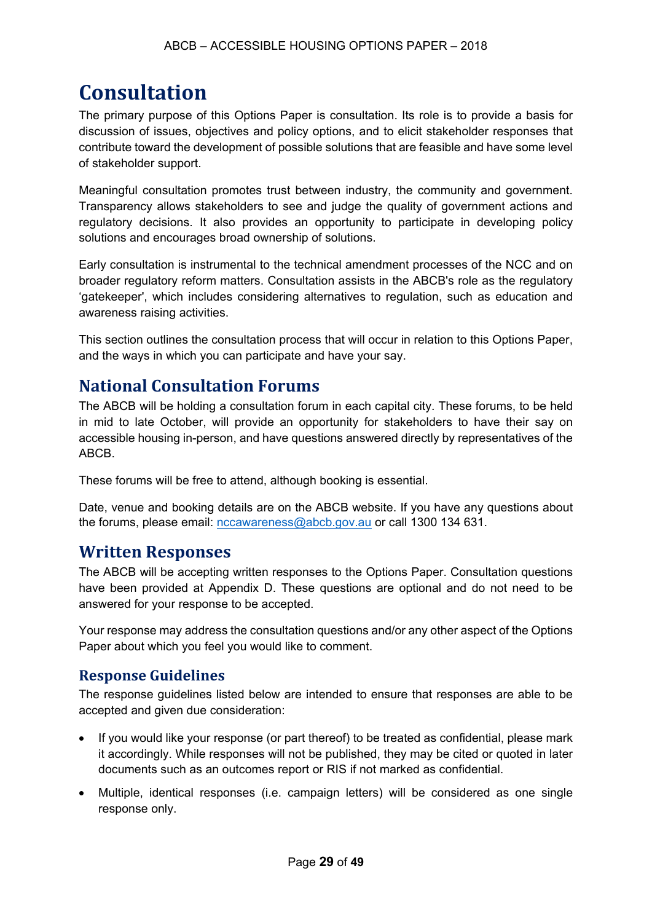# Consultation

The primary purpose of this Options Paper is consultation. Its role is to provide a basis for discussion of issues, objectives and policy options, and to elicit stakeholder responses that contribute toward the development of possible solutions that are feasible and have some level of stakeholder support.

Meaningful consultation promotes trust between industry, the community and government. Transparency allows stakeholders to see and judge the quality of government actions and regulatory decisions. It also provides an opportunity to participate in developing policy solutions and encourages broad ownership of solutions.

Early consultation is instrumental to the technical amendment processes of the NCC and on broader regulatory reform matters. Consultation assists in the ABCB's role as the regulatory 'gatekeeper', which includes considering alternatives to regulation, such as education and awareness raising activities.

This section outlines the consultation process that will occur in relation to this Options Paper, and the ways in which you can participate and have your say.

## National Consultation Forums

The ABCB will be holding a consultation forum in each capital city. These forums, to be held in mid to late October, will provide an opportunity for stakeholders to have their say on accessible housing in-person, and have questions answered directly by representatives of the ABCB.

These forums will be free to attend, although booking is essential.

Date, venue and booking details are on the ABCB website. If you have any questions about the forums, please email: nccawareness@abcb.gov.au or call 1300 134 631.

## Written Responses

The ABCB will be accepting written responses to the Options Paper. Consultation questions have been provided at Appendix D. These questions are optional and do not need to be answered for your response to be accepted.

Your response may address the consultation questions and/or any other aspect of the Options Paper about which you feel you would like to comment.

### Response Guidelines

The response guidelines listed below are intended to ensure that responses are able to be accepted and given due consideration:

- If you would like your response (or part thereof) to be treated as confidential, please mark it accordingly. While responses will not be published, they may be cited or quoted in later documents such as an outcomes report or RIS if not marked as confidential.
- Multiple, identical responses (i.e. campaign letters) will be considered as one single response only.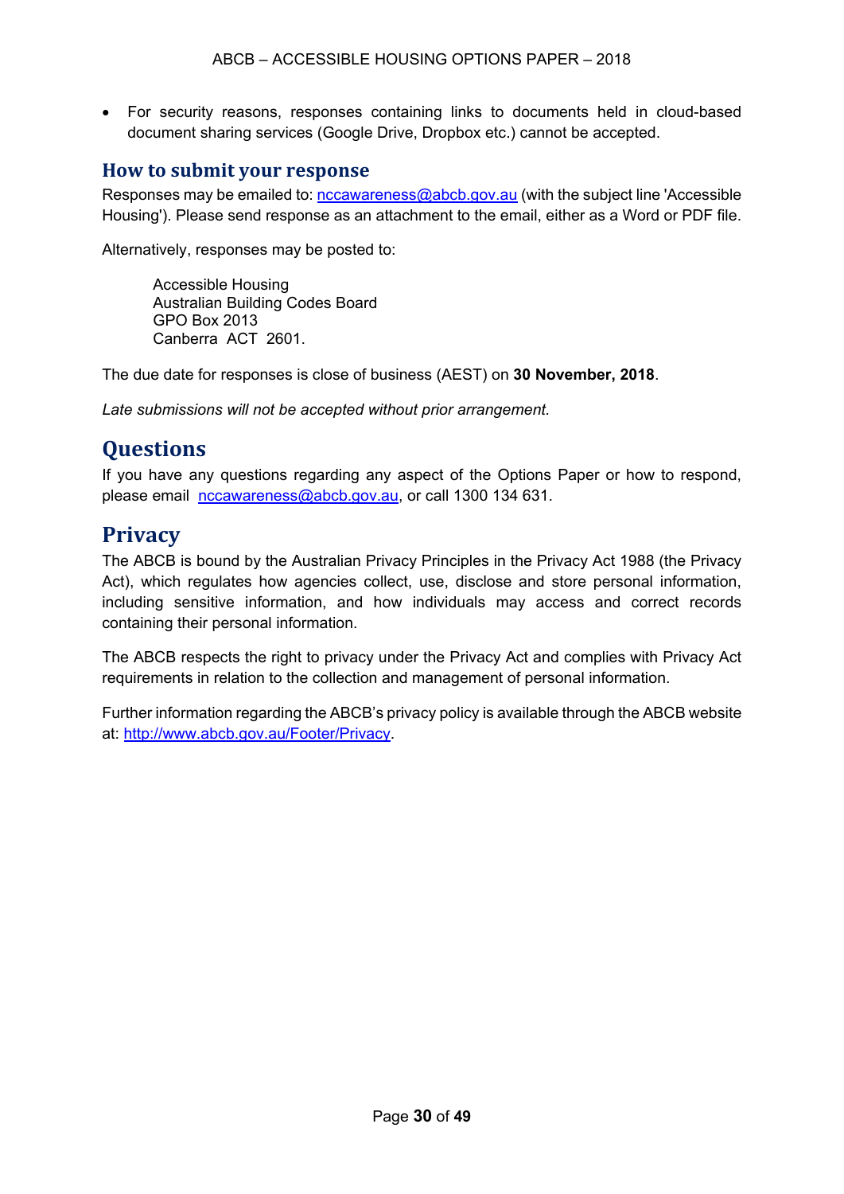- For security reasons, responses containing links to documents held in cloud-based document sharing services (Google Drive, Dropbox etc.) cannot be accepted.

### How to submit your response

Responses may be emailed to: nccawareness@abcb.gov.au (with the subject line 'Accessible Housing'). Please send response as an attachment to the email, either as a Word or PDF file.

Alternatively, responses may be posted to:

> Accessible Housing
> Australian Building Codes Board
> GPO Box 2013
> Canberra ACT 2601.

The due date for responses is close of business (AEST) on **30 November, 2018**.

*Late submissions will not be accepted without prior arrangement.*

## Questions

If you have any questions regarding any aspect of the Options Paper or how to respond, please email nccawareness@abcb.gov.au, or call 1300 134 631.

## Privacy

The ABCB is bound by the Australian Privacy Principles in the Privacy Act 1988 (the Privacy Act), which regulates how agencies collect, use, disclose and store personal information, including sensitive information, and how individuals may access and correct records containing their personal information.

The ABCB respects the right to privacy under the Privacy Act and complies with Privacy Act requirements in relation to the collection and management of personal information.

Further information regarding the ABCB's privacy policy is available through the ABCB website at: http://www.abcb.gov.au/Footer/Privacy.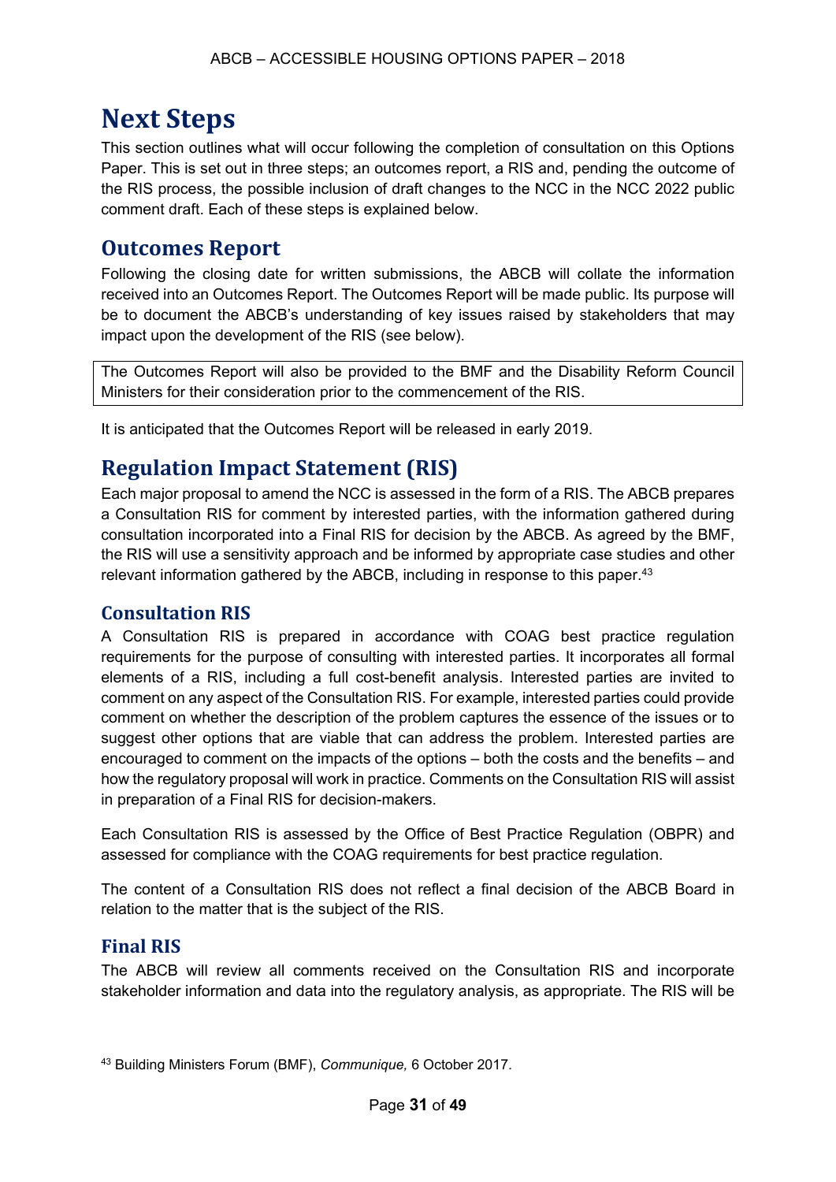# Next Steps

This section outlines what will occur following the completion of consultation on this Options Paper. This is set out in three steps; an outcomes report, a RIS and, pending the outcome of the RIS process, the possible inclusion of draft changes to the NCC in the NCC 2022 public comment draft. Each of these steps is explained below.

## Outcomes Report

Following the closing date for written submissions, the ABCB will collate the information received into an Outcomes Report. The Outcomes Report will be made public. Its purpose will be to document the ABCB's understanding of key issues raised by stakeholders that may impact upon the development of the RIS (see below).

The Outcomes Report will also be provided to the BMF and the Disability Reform Council Ministers for their consideration prior to the commencement of the RIS.

It is anticipated that the Outcomes Report will be released in early 2019.

## Regulation Impact Statement (RIS)

Each major proposal to amend the NCC is assessed in the form of a RIS. The ABCB prepares a Consultation RIS for comment by interested parties, with the information gathered during consultation incorporated into a Final RIS for decision by the ABCB. As agreed by the BMF, the RIS will use a sensitivity approach and be informed by appropriate case studies and other relevant information gathered by the ABCB, including in response to this paper.[43]

### Consultation RIS

A Consultation RIS is prepared in accordance with COAG best practice regulation requirements for the purpose of consulting with interested parties. It incorporates all formal elements of a RIS, including a full cost-benefit analysis. Interested parties are invited to comment on any aspect of the Consultation RIS. For example, interested parties could provide comment on whether the description of the problem captures the essence of the issues or to suggest other options that are viable that can address the problem. Interested parties are encouraged to comment on the impacts of the options – both the costs and the benefits – and how the regulatory proposal will work in practice. Comments on the Consultation RIS will assist in preparation of a Final RIS for decision-makers.

Each Consultation RIS is assessed by the Office of Best Practice Regulation (OBPR) and assessed for compliance with the COAG requirements for best practice regulation.

The content of a Consultation RIS does not reflect a final decision of the ABCB Board in relation to the matter that is the subject of the RIS.

### Final RIS

The ABCB will review all comments received on the Consultation RIS and incorporate stakeholder information and data into the regulatory analysis, as appropriate. The RIS will be

[43] Building Ministers Forum (BMF), *Communique,* 6 October 2017.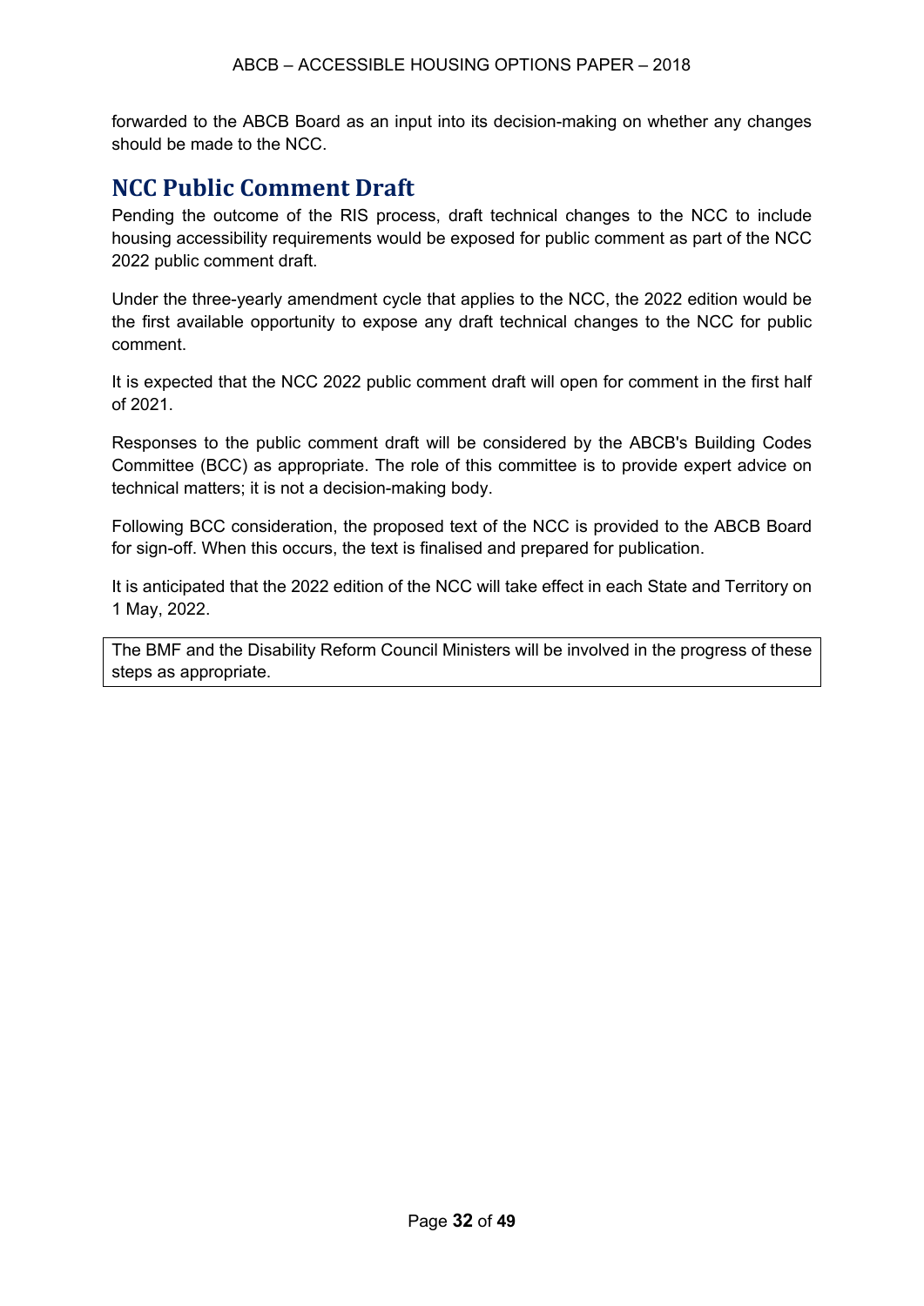forwarded to the ABCB Board as an input into its decision-making on whether any changes should be made to the NCC.

## NCC Public Comment Draft

Pending the outcome of the RIS process, draft technical changes to the NCC to include housing accessibility requirements would be exposed for public comment as part of the NCC 2022 public comment draft.

Under the three-yearly amendment cycle that applies to the NCC, the 2022 edition would be the first available opportunity to expose any draft technical changes to the NCC for public comment.

It is expected that the NCC 2022 public comment draft will open for comment in the first half of 2021.

Responses to the public comment draft will be considered by the ABCB's Building Codes Committee (BCC) as appropriate. The role of this committee is to provide expert advice on technical matters; it is not a decision-making body.

Following BCC consideration, the proposed text of the NCC is provided to the ABCB Board for sign-off. When this occurs, the text is finalised and prepared for publication.

It is anticipated that the 2022 edition of the NCC will take effect in each State and Territory on 1 May, 2022.

| The BMF and the Disability Reform Council Ministers will be involved in the progress of these steps as appropriate. |
| --- |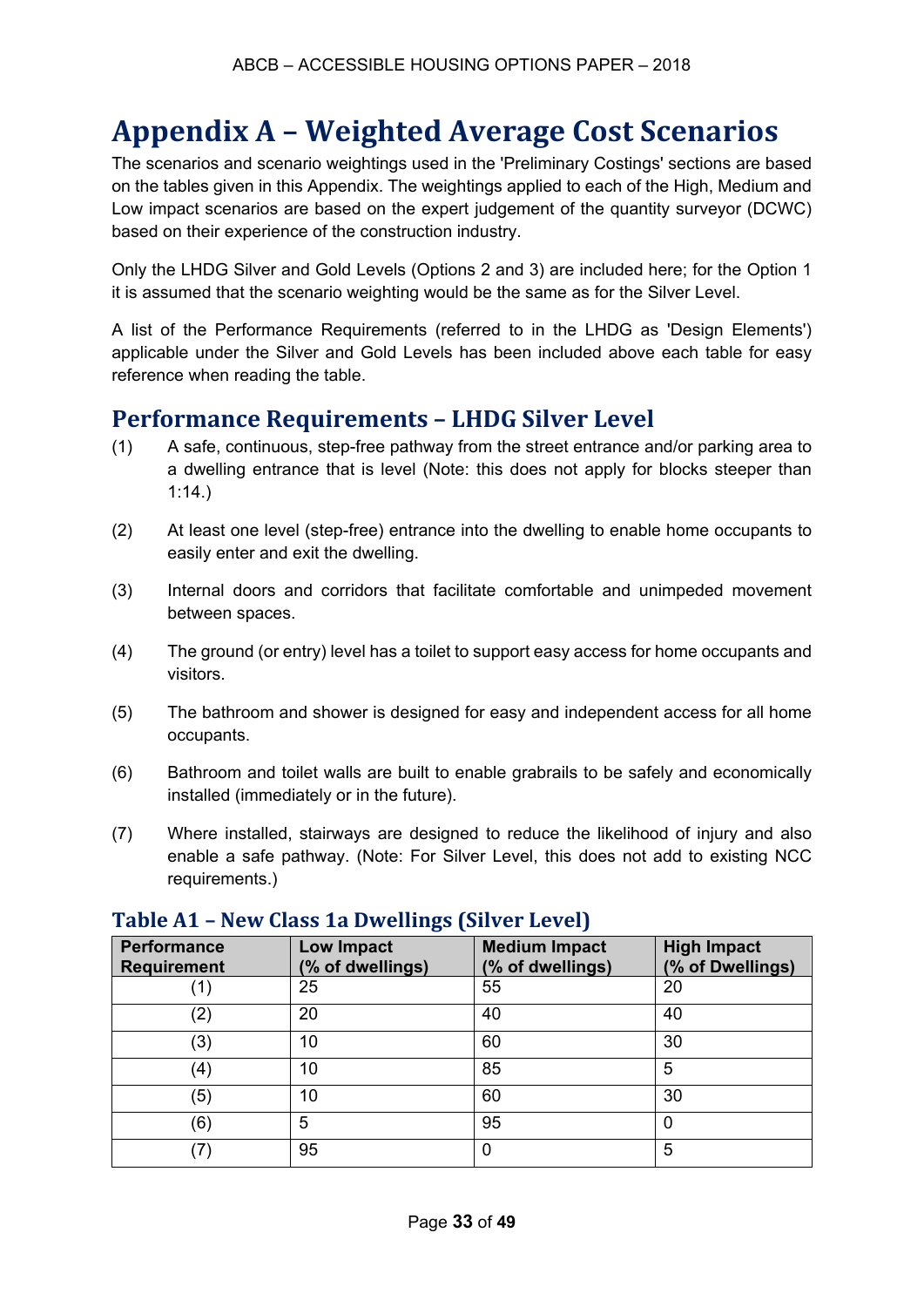# Appendix A – Weighted Average Cost Scenarios

The scenarios and scenario weightings used in the 'Preliminary Costings' sections are based on the tables given in this Appendix. The weightings applied to each of the High, Medium and Low impact scenarios are based on the expert judgement of the quantity surveyor (DCWC) based on their experience of the construction industry.

Only the LHDG Silver and Gold Levels (Options 2 and 3) are included here; for the Option 1 it is assumed that the scenario weighting would be the same as for the Silver Level.

A list of the Performance Requirements (referred to in the LHDG as 'Design Elements') applicable under the Silver and Gold Levels has been included above each table for easy reference when reading the table.

## Performance Requirements – LHDG Silver Level

(1) A safe, continuous, step-free pathway from the street entrance and/or parking area to a dwelling entrance that is level (Note: this does not apply for blocks steeper than 1:14.)

(2) At least one level (step-free) entrance into the dwelling to enable home occupants to easily enter and exit the dwelling.

(3) Internal doors and corridors that facilitate comfortable and unimpeded movement between spaces.

(4) The ground (or entry) level has a toilet to support easy access for home occupants and visitors.

(5) The bathroom and shower is designed for easy and independent access for all home occupants.

(6) Bathroom and toilet walls are built to enable grabrails to be safely and economically installed (immediately or in the future).

(7) Where installed, stairways are designed to reduce the likelihood of injury and also enable a safe pathway. (Note: For Silver Level, this does not add to existing NCC requirements.)

### Table A1 – New Class 1a Dwellings (Silver Level)

| Performance Requirement | Low Impact (% of dwellings) | Medium Impact (% of dwellings) | High Impact (% of Dwellings) |
|---|---|---|---|
| (1) | 25 | 55 | 20 |
| (2) | 20 | 40 | 40 |
| (3) | 10 | 60 | 30 |
| (4) | 10 | 85 | 5 |
| (5) | 10 | 60 | 30 |
| (6) | 5 | 95 | 0 |
| (7) | 95 | 0 | 5 |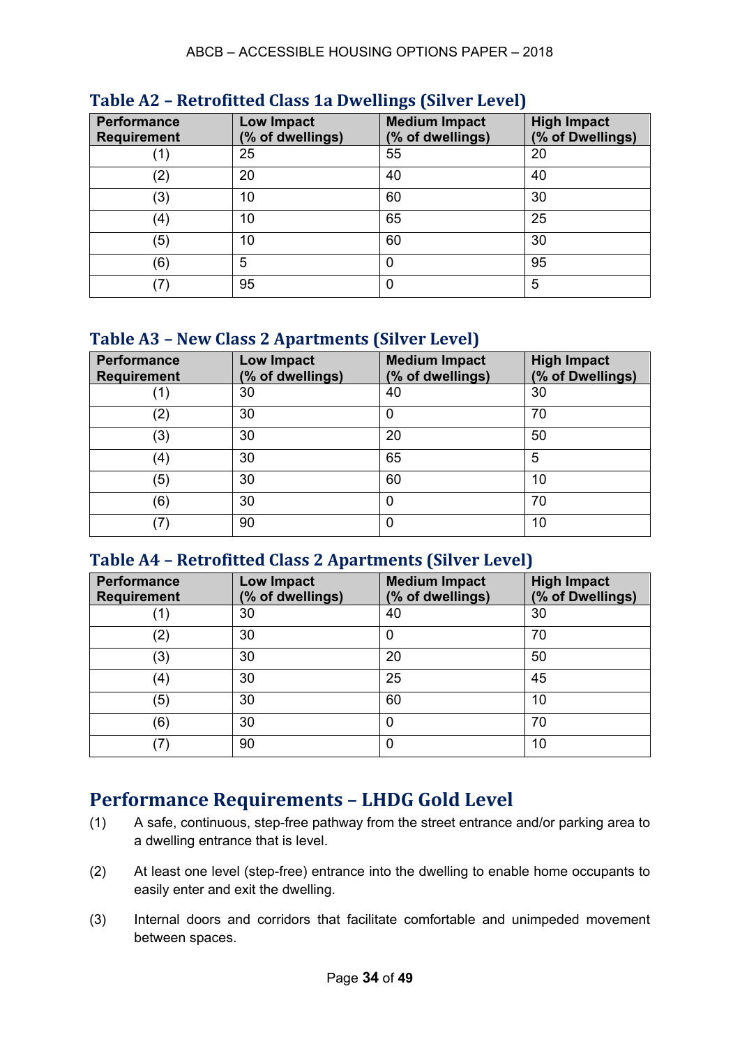## Table A2 – Retrofitted Class 1a Dwellings (Silver Level)

| Performance Requirement | Low Impact (% of dwellings) | Medium Impact (% of dwellings) | High Impact (% of Dwellings) |
|---|---|---|---|
| (1) | 25 | 55 | 20 |
| (2) | 20 | 40 | 40 |
| (3) | 10 | 60 | 30 |
| (4) | 10 | 65 | 25 |
| (5) | 10 | 60 | 30 |
| (6) | 5 | 0 | 95 |
| (7) | 95 | 0 | 5 |

## Table A3 – New Class 2 Apartments (Silver Level)

| Performance Requirement | Low Impact (% of dwellings) | Medium Impact (% of dwellings) | High Impact (% of Dwellings) |
|---|---|---|---|
| (1) | 30 | 40 | 30 |
| (2) | 30 | 0 | 70 |
| (3) | 30 | 20 | 50 |
| (4) | 30 | 65 | 5 |
| (5) | 30 | 60 | 10 |
| (6) | 30 | 0 | 70 |
| (7) | 90 | 0 | 10 |

## Table A4 – Retrofitted Class 2 Apartments (Silver Level)

| Performance Requirement | Low Impact (% of dwellings) | Medium Impact (% of dwellings) | High Impact (% of Dwellings) |
|---|---|---|---|
| (1) | 30 | 40 | 30 |
| (2) | 30 | 0 | 70 |
| (3) | 30 | 20 | 50 |
| (4) | 30 | 25 | 45 |
| (5) | 30 | 60 | 10 |
| (6) | 30 | 0 | 70 |
| (7) | 90 | 0 | 10 |

# Performance Requirements – LHDG Gold Level

(1) A safe, continuous, step-free pathway from the street entrance and/or parking area to a dwelling entrance that is level.

(2) At least one level (step-free) entrance into the dwelling to enable home occupants to easily enter and exit the dwelling.

(3) Internal doors and corridors that facilitate comfortable and unimpeded movement between spaces.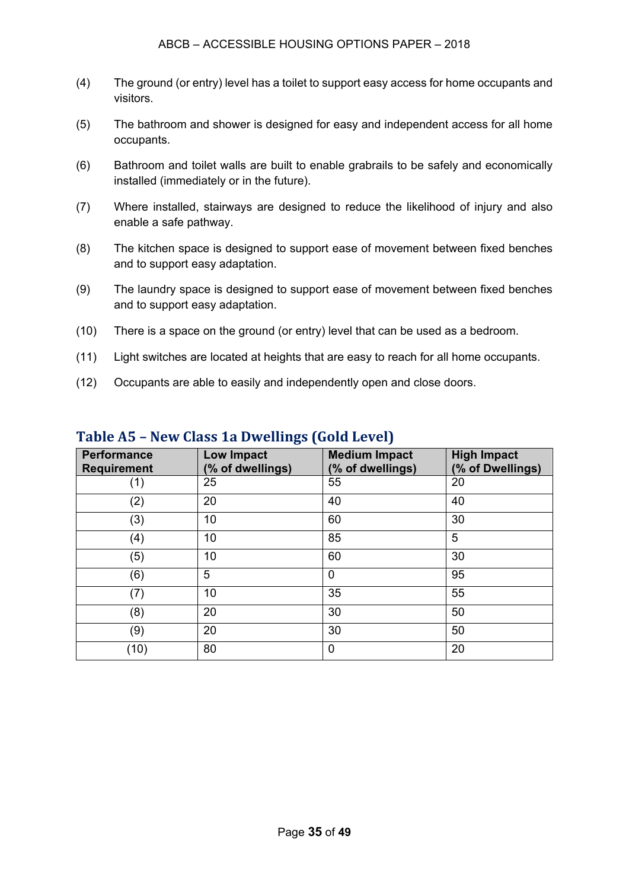(4) The ground (or entry) level has a toilet to support easy access for home occupants and visitors.

(5) The bathroom and shower is designed for easy and independent access for all home occupants.

(6) Bathroom and toilet walls are built to enable grabrails to be safely and economically installed (immediately or in the future).

(7) Where installed, stairways are designed to reduce the likelihood of injury and also enable a safe pathway.

(8) The kitchen space is designed to support ease of movement between fixed benches and to support easy adaptation.

(9) The laundry space is designed to support ease of movement between fixed benches and to support easy adaptation.

(10) There is a space on the ground (or entry) level that can be used as a bedroom.

(11) Light switches are located at heights that are easy to reach for all home occupants.

(12) Occupants are able to easily and independently open and close doors.

## Table A5 – New Class 1a Dwellings (Gold Level)

| Performance Requirement | Low Impact (% of dwellings) | Medium Impact (% of dwellings) | High Impact (% of Dwellings) |
|---|---|---|---|
| (1) | 25 | 55 | 20 |
| (2) | 20 | 40 | 40 |
| (3) | 10 | 60 | 30 |
| (4) | 10 | 85 | 5 |
| (5) | 10 | 60 | 30 |
| (6) | 5 | 0 | 95 |
| (7) | 10 | 35 | 55 |
| (8) | 20 | 30 | 50 |
| (9) | 20 | 30 | 50 |
| (10) | 80 | 0 | 20 |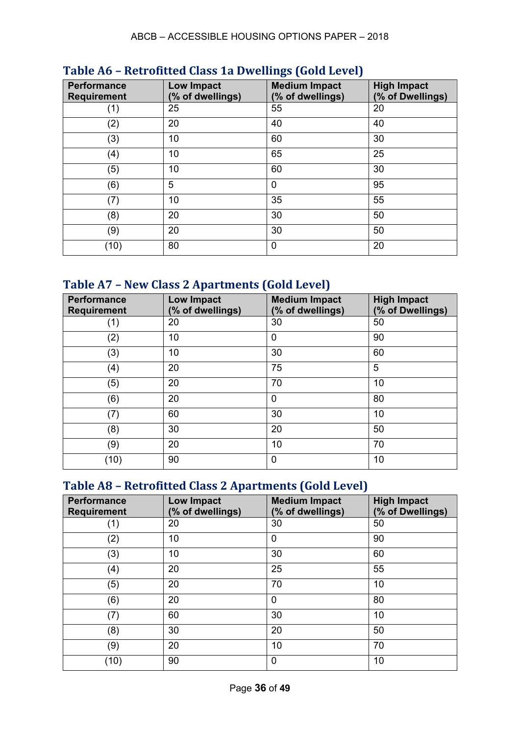## Table A6 – Retrofitted Class 1a Dwellings (Gold Level)

| Performance Requirement | Low Impact (% of dwellings) | Medium Impact (% of dwellings) | High Impact (% of Dwellings) |
|---|---|---|---|
| (1) | 25 | 55 | 20 |
| (2) | 20 | 40 | 40 |
| (3) | 10 | 60 | 30 |
| (4) | 10 | 65 | 25 |
| (5) | 10 | 60 | 30 |
| (6) | 5 | 0 | 95 |
| (7) | 10 | 35 | 55 |
| (8) | 20 | 30 | 50 |
| (9) | 20 | 30 | 50 |
| (10) | 80 | 0 | 20 |

## Table A7 – New Class 2 Apartments (Gold Level)

| Performance Requirement | Low Impact (% of dwellings) | Medium Impact (% of dwellings) | High Impact (% of Dwellings) |
|---|---|---|---|
| (1) | 20 | 30 | 50 |
| (2) | 10 | 0 | 90 |
| (3) | 10 | 30 | 60 |
| (4) | 20 | 75 | 5 |
| (5) | 20 | 70 | 10 |
| (6) | 20 | 0 | 80 |
| (7) | 60 | 30 | 10 |
| (8) | 30 | 20 | 50 |
| (9) | 20 | 10 | 70 |
| (10) | 90 | 0 | 10 |

## Table A8 – Retrofitted Class 2 Apartments (Gold Level)

| Performance Requirement | Low Impact (% of dwellings) | Medium Impact (% of dwellings) | High Impact (% of Dwellings) |
|---|---|---|---|
| (1) | 20 | 30 | 50 |
| (2) | 10 | 0 | 90 |
| (3) | 10 | 30 | 60 |
| (4) | 20 | 25 | 55 |
| (5) | 20 | 70 | 10 |
| (6) | 20 | 0 | 80 |
| (7) | 60 | 30 | 10 |
| (8) | 30 | 20 | 50 |
| (9) | 20 | 10 | 70 |
| (10) | 90 | 0 | 10 |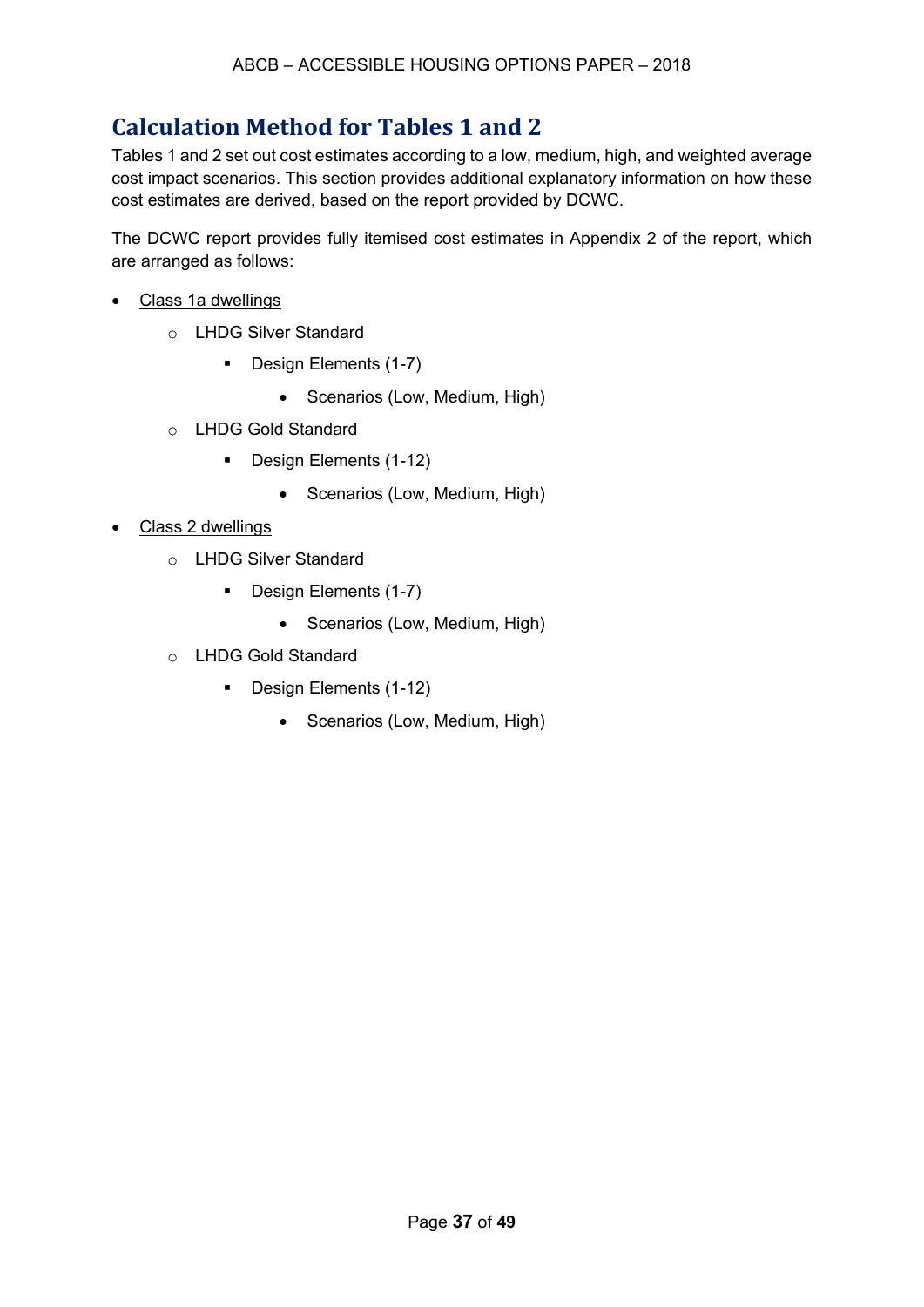## Calculation Method for Tables 1 and 2

Tables 1 and 2 set out cost estimates according to a low, medium, high, and weighted average cost impact scenarios. This section provides additional explanatory information on how these cost estimates are derived, based on the report provided by DCWC.

The DCWC report provides fully itemised cost estimates in Appendix 2 of the report, which are arranged as follows:

- Class 1a dwellings
  - LHDG Silver Standard
    - Design Elements (1-7)
      - Scenarios (Low, Medium, High)
  - LHDG Gold Standard
    - Design Elements (1-12)
      - Scenarios (Low, Medium, High)
- Class 2 dwellings
  - LHDG Silver Standard
    - Design Elements (1-7)
      - Scenarios (Low, Medium, High)
  - LHDG Gold Standard
    - Design Elements (1-12)
      - Scenarios (Low, Medium, High)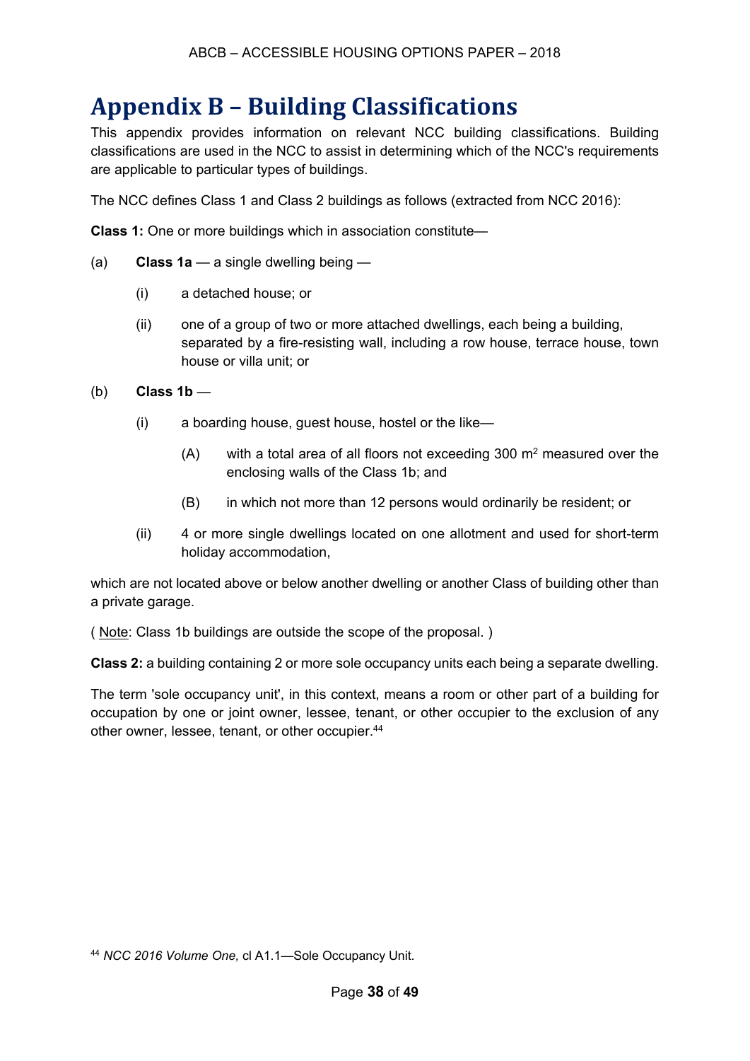# Appendix B – Building Classifications

This appendix provides information on relevant NCC building classifications. Building classifications are used in the NCC to assist in determining which of the NCC's requirements are applicable to particular types of buildings.

The NCC defines Class 1 and Class 2 buildings as follows (extracted from NCC 2016):

**Class 1:** One or more buildings which in association constitute—

(a) **Class 1a** — a single dwelling being —

- (i) a detached house; or
- (ii) one of a group of two or more attached dwellings, each being a building, separated by a fire-resisting wall, including a row house, terrace house, town house or villa unit; or

(b) **Class 1b** —

- (i) a boarding house, guest house, hostel or the like—
  - (A) with a total area of all floors not exceeding 300 m$^2$ measured over the enclosing walls of the Class 1b; and
  - (B) in which not more than 12 persons would ordinarily be resident; or
- (ii) 4 or more single dwellings located on one allotment and used for short-term holiday accommodation,

which are not located above or below another dwelling or another Class of building other than a private garage.

( Note: Class 1b buildings are outside the scope of the proposal. )

**Class 2:** a building containing 2 or more sole occupancy units each being a separate dwelling.

The term 'sole occupancy unit', in this context, means a room or other part of a building for occupation by one or joint owner, lessee, tenant, or other occupier to the exclusion of any other owner, lessee, tenant, or other occupier.[44]

[44] *NCC 2016 Volume One,* cl A1.1—Sole Occupancy Unit.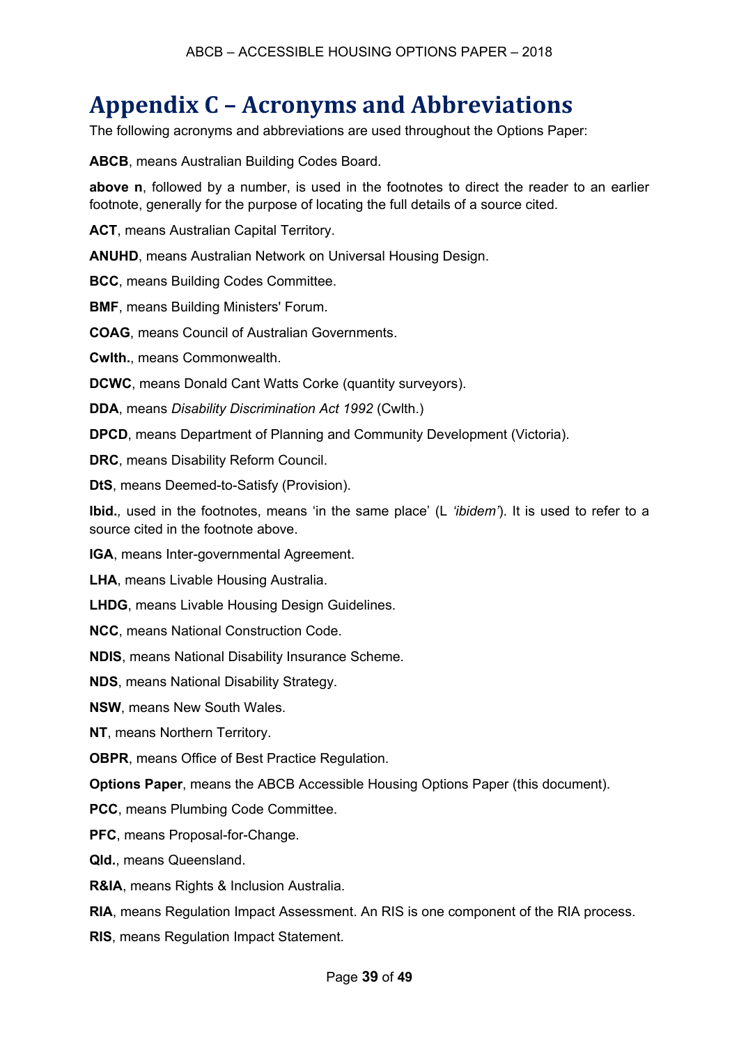# Appendix C – Acronyms and Abbreviations

The following acronyms and abbreviations are used throughout the Options Paper:

**ABCB**, means Australian Building Codes Board.

**above n**, followed by a number, is used in the footnotes to direct the reader to an earlier footnote, generally for the purpose of locating the full details of a source cited.

**ACT**, means Australian Capital Territory.

**ANUHD**, means Australian Network on Universal Housing Design.

**BCC**, means Building Codes Committee.

**BMF**, means Building Ministers' Forum.

**COAG**, means Council of Australian Governments.

**Cwlth.**, means Commonwealth.

**DCWC**, means Donald Cant Watts Corke (quantity surveyors).

**DDA**, means *Disability Discrimination Act 1992* (Cwlth.)

**DPCD**, means Department of Planning and Community Development (Victoria).

**DRC**, means Disability Reform Council.

**DtS**, means Deemed-to-Satisfy (Provision).

**Ibid.***,* used in the footnotes, means 'in the same place' (L *'ibidem'*). It is used to refer to a source cited in the footnote above.

**IGA**, means Inter-governmental Agreement.

**LHA**, means Livable Housing Australia.

**LHDG**, means Livable Housing Design Guidelines.

**NCC**, means National Construction Code.

**NDIS**, means National Disability Insurance Scheme.

**NDS**, means National Disability Strategy.

**NSW**, means New South Wales.

**NT**, means Northern Territory.

**OBPR**, means Office of Best Practice Regulation.

**Options Paper**, means the ABCB Accessible Housing Options Paper (this document).

**PCC**, means Plumbing Code Committee.

**PFC**, means Proposal-for-Change.

**Qld.**, means Queensland.

**R&IA**, means Rights & Inclusion Australia.

**RIA**, means Regulation Impact Assessment. An RIS is one component of the RIA process.

**RIS**, means Regulation Impact Statement.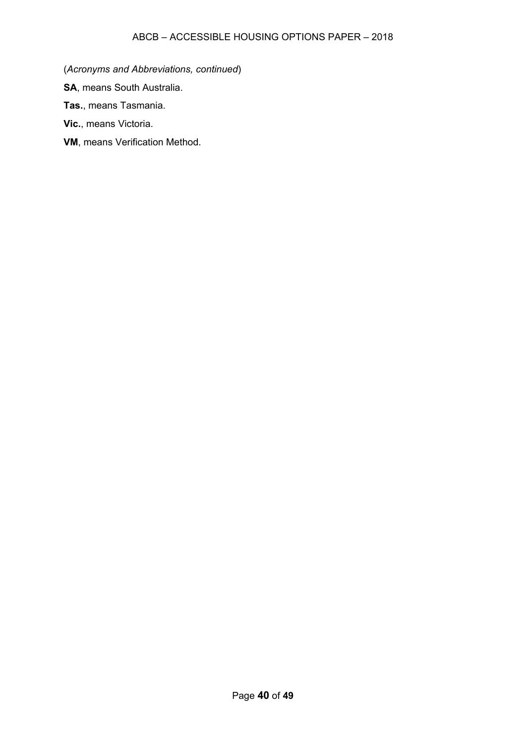(*Acronyms and Abbreviations, continued*)

**SA**, means South Australia.

**Tas.**, means Tasmania.

**Vic.**, means Victoria.

**VM**, means Verification Method.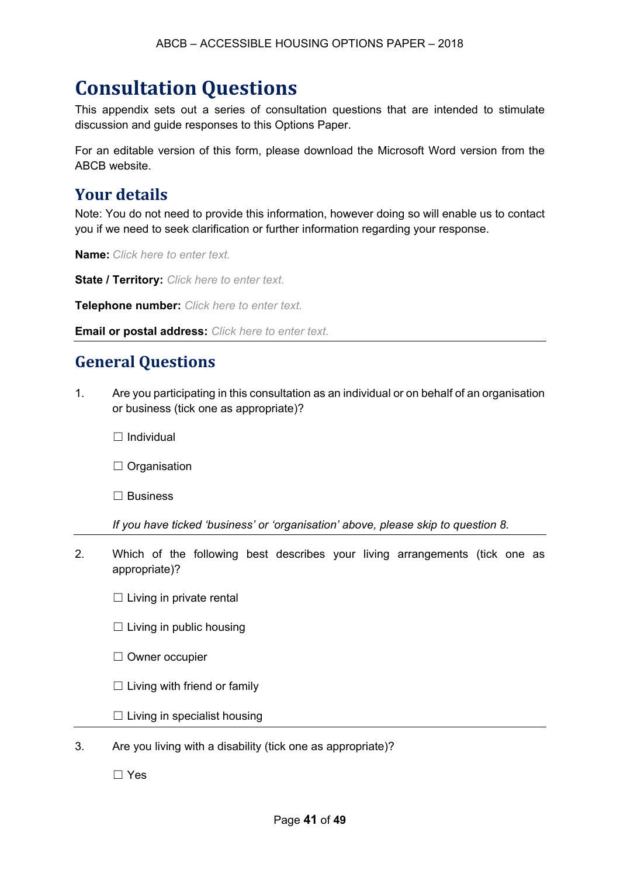# Consultation Questions

This appendix sets out a series of consultation questions that are intended to stimulate discussion and guide responses to this Options Paper.

For an editable version of this form, please download the Microsoft Word version from the ABCB website.

## Your details

Note: You do not need to provide this information, however doing so will enable us to contact you if we need to seek clarification or further information regarding your response.

**Name:** *Click here to enter text.*

**State / Territory:** *Click here to enter text.*

**Telephone number:** *Click here to enter text.*

**Email or postal address:** *Click here to enter text.*

---

## General Questions

1. Are you participating in this consultation as an individual or on behalf of an organisation or business (tick one as appropriate)?

   ☐ Individual

   ☐ Organisation

   ☐ Business

   *If you have ticked 'business' or 'organisation' above, please skip to question 8.*

---

2. Which of the following best describes your living arrangements (tick one as appropriate)?

   ☐ Living in private rental

   ☐ Living in public housing

   ☐ Owner occupier

   ☐ Living with friend or family

   ☐ Living in specialist housing

---

3. Are you living with a disability (tick one as appropriate)?

   ☐ Yes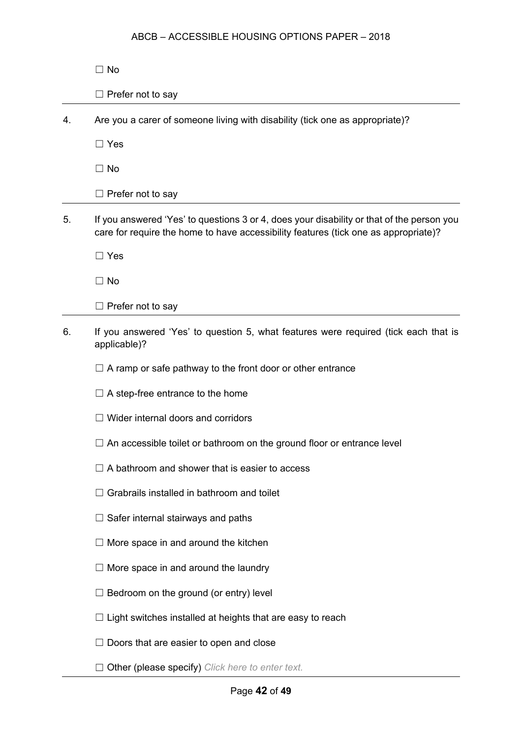☐ No

☐ Prefer not to say

---

4. Are you a carer of someone living with disability (tick one as appropriate)?

   ☐ Yes

   ☐ No

   ☐ Prefer not to say

---

5. If you answered 'Yes' to questions 3 or 4, does your disability or that of the person you care for require the home to have accessibility features (tick one as appropriate)?

   ☐ Yes

   ☐ No

   ☐ Prefer not to say

---

6. If you answered 'Yes' to question 5, what features were required (tick each that is applicable)?

   ☐ A ramp or safe pathway to the front door or other entrance

   ☐ A step-free entrance to the home

   ☐ Wider internal doors and corridors

   ☐ An accessible toilet or bathroom on the ground floor or entrance level

   ☐ A bathroom and shower that is easier to access

   ☐ Grabrails installed in bathroom and toilet

   ☐ Safer internal stairways and paths

   ☐ More space in and around the kitchen

   ☐ More space in and around the laundry

   ☐ Bedroom on the ground (or entry) level

   ☐ Light switches installed at heights that are easy to reach

   ☐ Doors that are easier to open and close

   ☐ Other (please specify) *Click here to enter text.*

---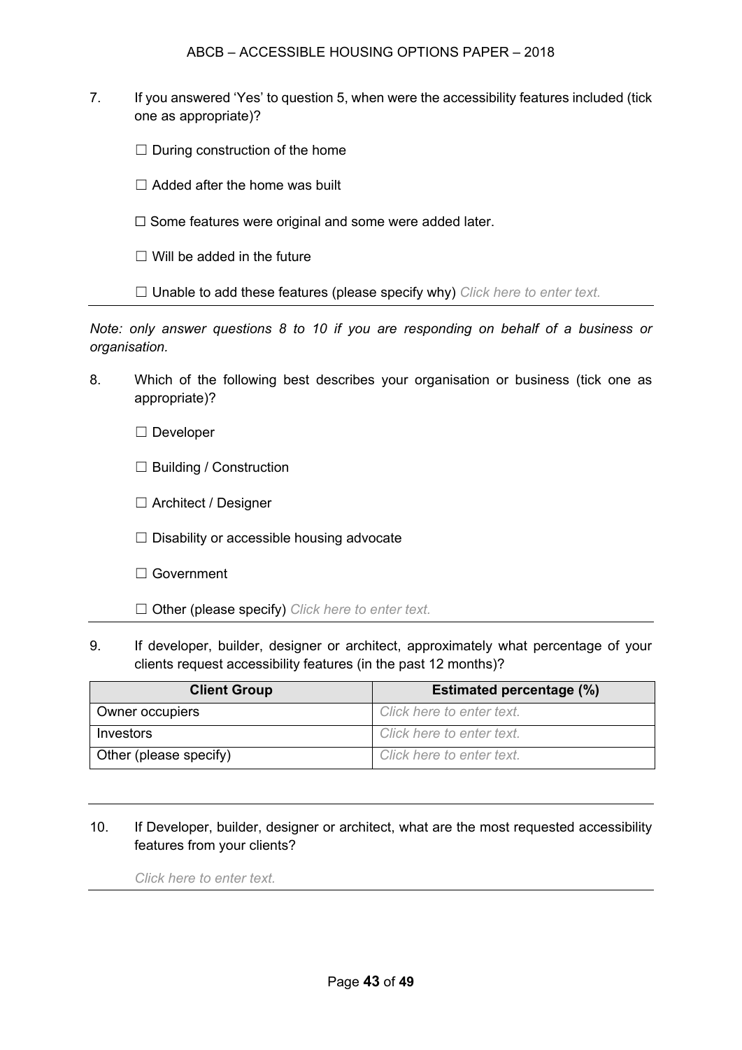7. If you answered 'Yes' to question 5, when were the accessibility features included (tick one as appropriate)?

   ☐ During construction of the home

   ☐ Added after the home was built

   ☐ Some features were original and some were added later.

   ☐ Will be added in the future

   ☐ Unable to add these features (please specify why) *Click here to enter text.*

---

*Note: only answer questions 8 to 10 if you are responding on behalf of a business or organisation.*

8. Which of the following best describes your organisation or business (tick one as appropriate)?

   ☐ Developer

   ☐ Building / Construction

   ☐ Architect / Designer

   ☐ Disability or accessible housing advocate

   ☐ Government

   ☐ Other (please specify) *Click here to enter text.*

---

9. If developer, builder, designer or architect, approximately what percentage of your clients request accessibility features (in the past 12 months)?

| Client Group | Estimated percentage (%) |
|---|---|
| Owner occupiers | *Click here to enter text.* |
| Investors | *Click here to enter text.* |
| Other (please specify) | *Click here to enter text.* |

---

10. If Developer, builder, designer or architect, what are the most requested accessibility features from your clients?

    *Click here to enter text.*

---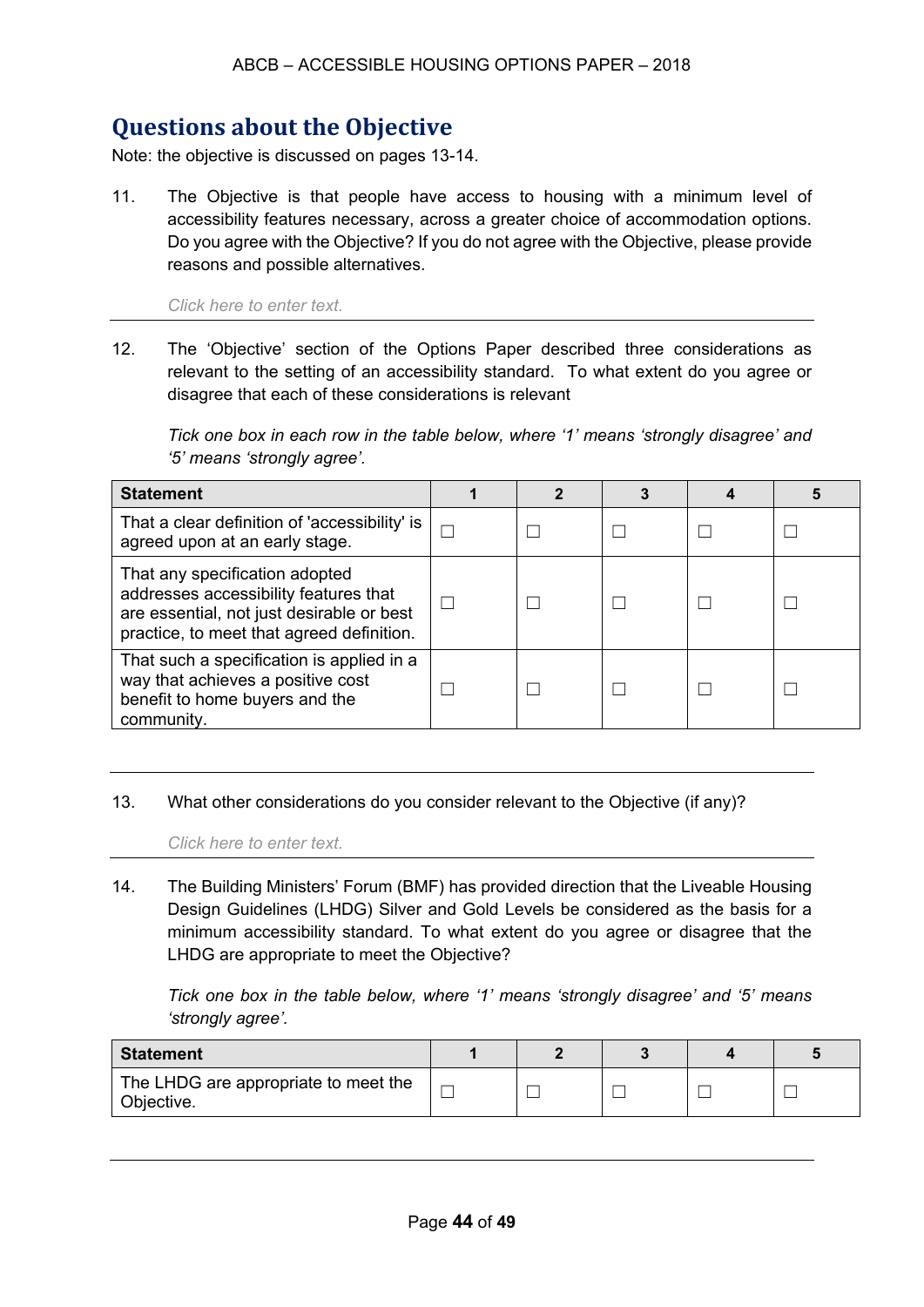## Questions about the Objective

Note: the objective is discussed on pages 13-14.

11. The Objective is that people have access to housing with a minimum level of accessibility features necessary, across a greater choice of accommodation options. Do you agree with the Objective? If you do not agree with the Objective, please provide reasons and possible alternatives.

    *Click here to enter text.*

12. The 'Objective' section of the Options Paper described three considerations as relevant to the setting of an accessibility standard. To what extent do you agree or disagree that each of these considerations is relevant

    *Tick one box in each row in the table below, where '1' means 'strongly disagree' and '5' means 'strongly agree'.*

| Statement | 1 | 2 | 3 | 4 | 5 |
|---|---|---|---|---|---|
| That a clear definition of 'accessibility' is agreed upon at an early stage. | ☐ | ☐ | ☐ | ☐ | ☐ |
| That any specification adopted addresses accessibility features that are essential, not just desirable or best practice, to meet that agreed definition. | ☐ | ☐ | ☐ | ☐ | ☐ |
| That such a specification is applied in a way that achieves a positive cost benefit to home buyers and the community. | ☐ | ☐ | ☐ | ☐ | ☐ |

13. What other considerations do you consider relevant to the Objective (if any)?

    *Click here to enter text.*

14. The Building Ministers' Forum (BMF) has provided direction that the Liveable Housing Design Guidelines (LHDG) Silver and Gold Levels be considered as the basis for a minimum accessibility standard. To what extent do you agree or disagree that the LHDG are appropriate to meet the Objective?

    *Tick one box in the table below, where '1' means 'strongly disagree' and '5' means 'strongly agree'.*

| Statement | 1 | 2 | 3 | 4 | 5 |
|---|---|---|---|---|---|
| The LHDG are appropriate to meet the Objective. | ☐ | ☐ | ☐ | ☐ | ☐ |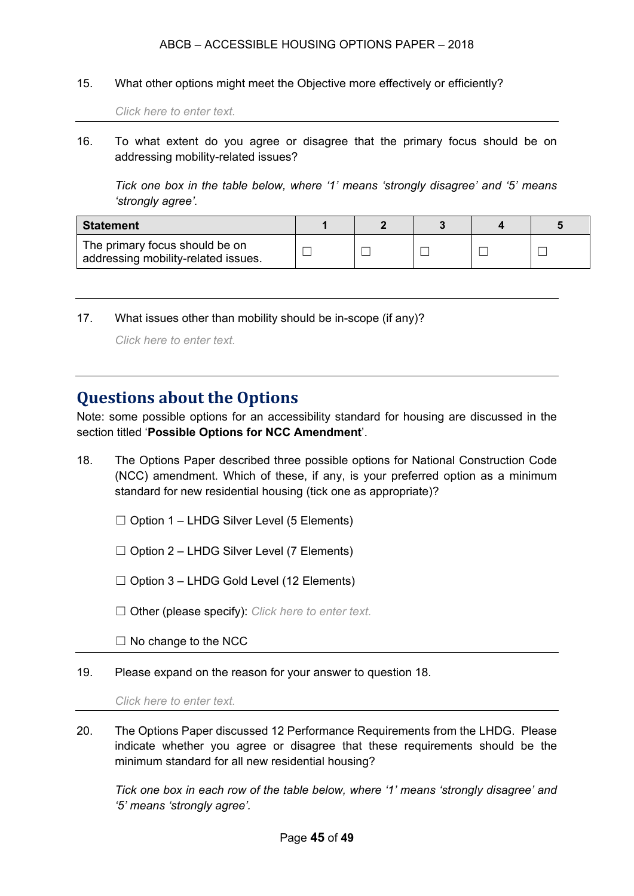15. What other options might meet the Objective more effectively or efficiently?

    *Click here to enter text.*

---

16. To what extent do you agree or disagree that the primary focus should be on addressing mobility-related issues?

    *Tick one box in the table below, where '1' means 'strongly disagree' and '5' means 'strongly agree'.*

| Statement | 1 | 2 | 3 | 4 | 5 |
|---|---|---|---|---|---|
| The primary focus should be on addressing mobility-related issues. | ☐ | ☐ | ☐ | ☐ | ☐ |

---

17. What issues other than mobility should be in-scope (if any)?

    *Click here to enter text.*

---

## Questions about the Options

Note: some possible options for an accessibility standard for housing are discussed in the section titled '**Possible Options for NCC Amendment**'.

18. The Options Paper described three possible options for National Construction Code (NCC) amendment. Which of these, if any, is your preferred option as a minimum standard for new residential housing (tick one as appropriate)?

    ☐ Option 1 – LHDG Silver Level (5 Elements)

    ☐ Option 2 – LHDG Silver Level (7 Elements)

    ☐ Option 3 – LHDG Gold Level (12 Elements)

    ☐ Other (please specify): *Click here to enter text.*

    ☐ No change to the NCC

---

19. Please expand on the reason for your answer to question 18.

    *Click here to enter text.*

---

20. The Options Paper discussed 12 Performance Requirements from the LHDG. Please indicate whether you agree or disagree that these requirements should be the minimum standard for all new residential housing?

    *Tick one box in each row of the table below, where '1' means 'strongly disagree' and '5' means 'strongly agree'.*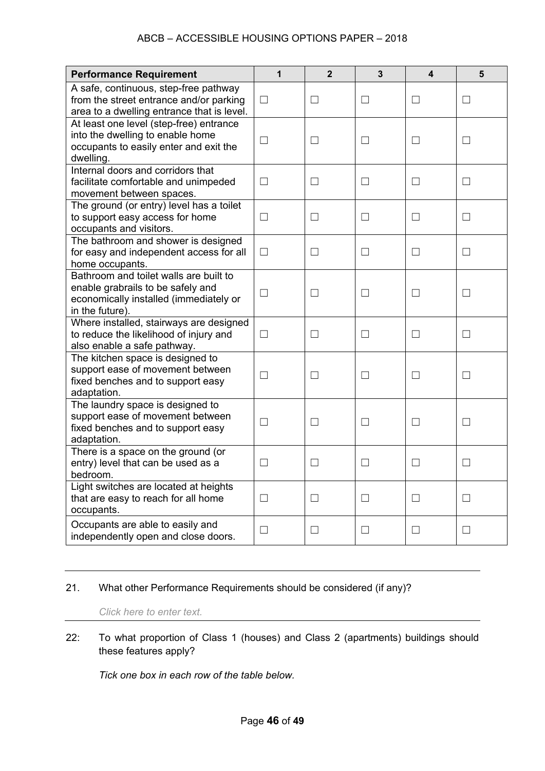| Performance Requirement | 1 | 2 | 3 | 4 | 5 |
|---|---|---|---|---|---|
| A safe, continuous, step-free pathway from the street entrance and/or parking area to a dwelling entrance that is level. | ☐ | ☐ | ☐ | ☐ | ☐ |
| At least one level (step-free) entrance into the dwelling to enable home occupants to easily enter and exit the dwelling. | ☐ | ☐ | ☐ | ☐ | ☐ |
| Internal doors and corridors that facilitate comfortable and unimpeded movement between spaces. | ☐ | ☐ | ☐ | ☐ | ☐ |
| The ground (or entry) level has a toilet to support easy access for home occupants and visitors. | ☐ | ☐ | ☐ | ☐ | ☐ |
| The bathroom and shower is designed for easy and independent access for all home occupants. | ☐ | ☐ | ☐ | ☐ | ☐ |
| Bathroom and toilet walls are built to enable grabrails to be safely and economically installed (immediately or in the future). | ☐ | ☐ | ☐ | ☐ | ☐ |
| Where installed, stairways are designed to reduce the likelihood of injury and also enable a safe pathway. | ☐ | ☐ | ☐ | ☐ | ☐ |
| The kitchen space is designed to support ease of movement between fixed benches and to support easy adaptation. | ☐ | ☐ | ☐ | ☐ | ☐ |
| The laundry space is designed to support ease of movement between fixed benches and to support easy adaptation. | ☐ | ☐ | ☐ | ☐ | ☐ |
| There is a space on the ground (or entry) level that can be used as a bedroom. | ☐ | ☐ | ☐ | ☐ | ☐ |
| Light switches are located at heights that are easy to reach for all home occupants. | ☐ | ☐ | ☐ | ☐ | ☐ |
| Occupants are able to easily and independently open and close doors. | ☐ | ☐ | ☐ | ☐ | ☐ |

21. What other Performance Requirements should be considered (if any)?

*Click here to enter text.*

22: To what proportion of Class 1 (houses) and Class 2 (apartments) buildings should these features apply?

*Tick one box in each row of the table below.*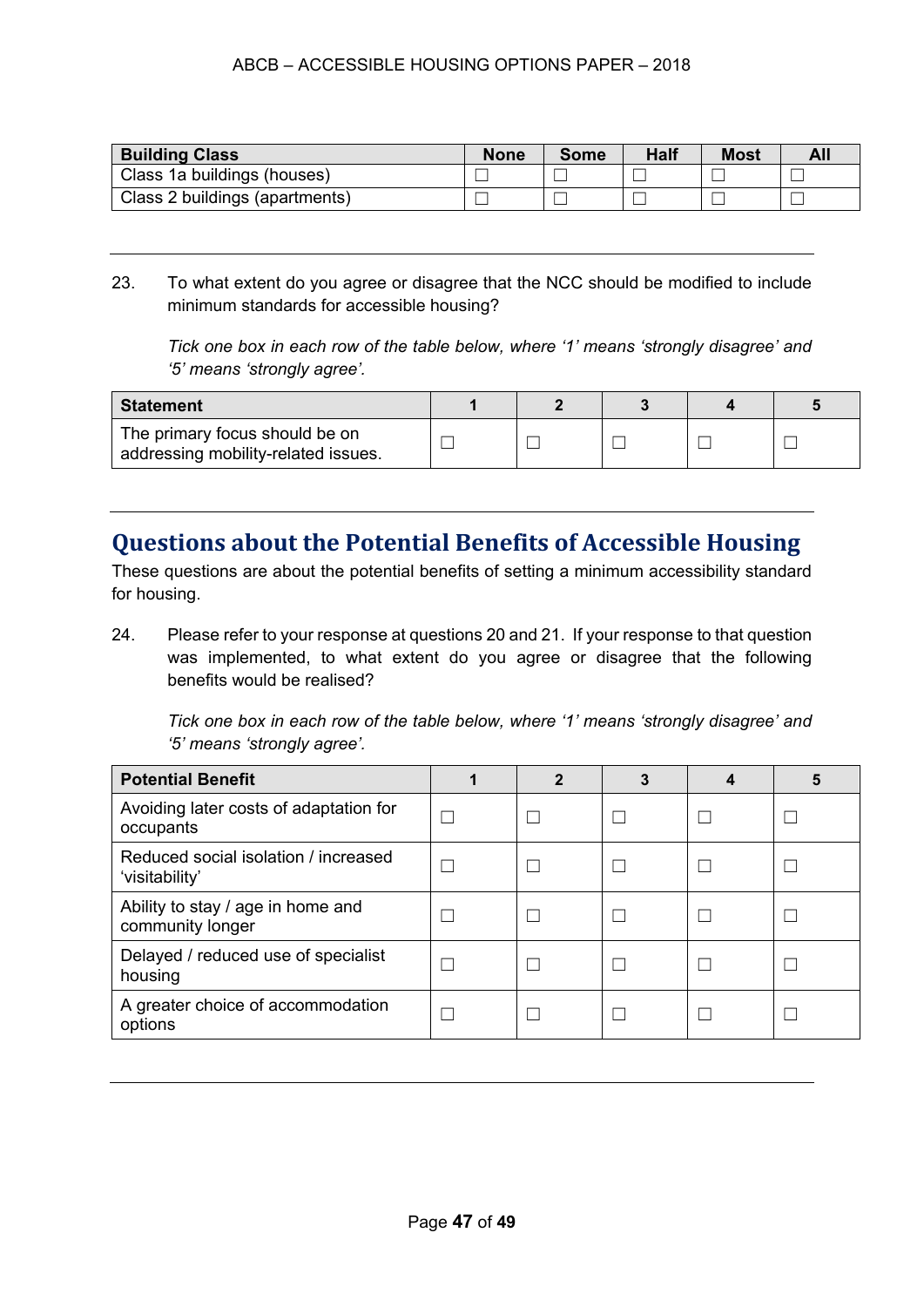| Building Class | None | Some | Half | Most | All |
|---|---|---|---|---|---|
| Class 1a buildings (houses) | ☐ | ☐ | ☐ | ☐ | ☐ |
| Class 2 buildings (apartments) | ☐ | ☐ | ☐ | ☐ | ☐ |

---

23. To what extent do you agree or disagree that the NCC should be modified to include minimum standards for accessible housing?

    *Tick one box in each row of the table below, where '1' means 'strongly disagree' and '5' means 'strongly agree'.*

| Statement | 1 | 2 | 3 | 4 | 5 |
|---|---|---|---|---|---|
| The primary focus should be on addressing mobility-related issues. | ☐ | ☐ | ☐ | ☐ | ☐ |

---

## Questions about the Potential Benefits of Accessible Housing

These questions are about the potential benefits of setting a minimum accessibility standard for housing.

24. Please refer to your response at questions 20 and 21. If your response to that question was implemented, to what extent do you agree or disagree that the following benefits would be realised?

    *Tick one box in each row of the table below, where '1' means 'strongly disagree' and '5' means 'strongly agree'.*

| Potential Benefit | 1 | 2 | 3 | 4 | 5 |
|---|---|---|---|---|---|
| Avoiding later costs of adaptation for occupants | ☐ | ☐ | ☐ | ☐ | ☐ |
| Reduced social isolation / increased 'visitability' | ☐ | ☐ | ☐ | ☐ | ☐ |
| Ability to stay / age in home and community longer | ☐ | ☐ | ☐ | ☐ | ☐ |
| Delayed / reduced use of specialist housing | ☐ | ☐ | ☐ | ☐ | ☐ |
| A greater choice of accommodation options | ☐ | ☐ | ☐ | ☐ | ☐ |

---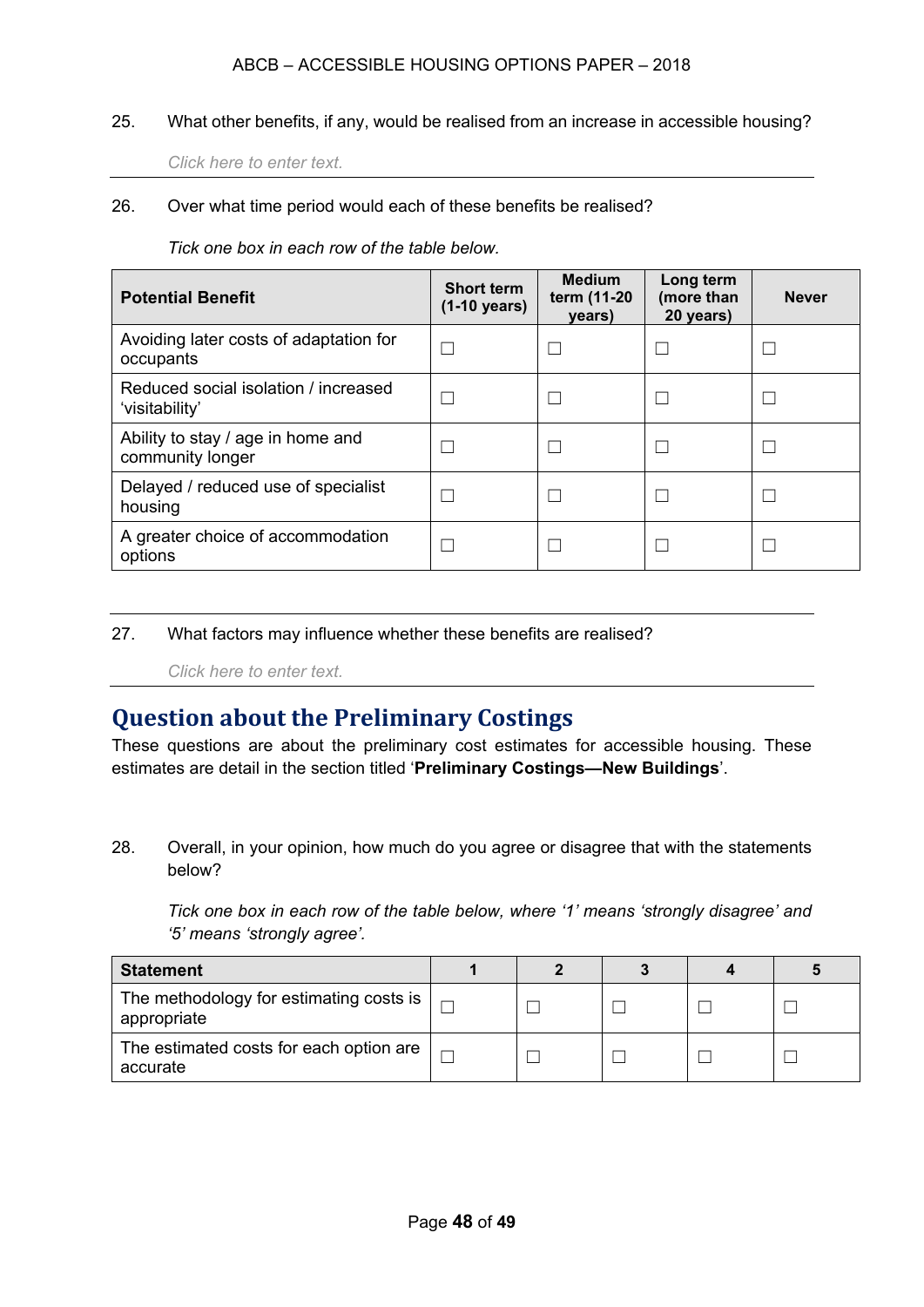25. What other benefits, if any, would be realised from an increase in accessible housing?

Click here to enter text.

26. Over what time period would each of these benefits be realised?

*Tick one box in each row of the table below.*

| Potential Benefit | Short term (1-10 years) | Medium term (11-20 years) | Long term (more than 20 years) | Never |
|---|---|---|---|---|
| Avoiding later costs of adaptation for occupants | ☐ | ☐ | ☐ | ☐ |
| Reduced social isolation / increased 'visitability' | ☐ | ☐ | ☐ | ☐ |
| Ability to stay / age in home and community longer | ☐ | ☐ | ☐ | ☐ |
| Delayed / reduced use of specialist housing | ☐ | ☐ | ☐ | ☐ |
| A greater choice of accommodation options | ☐ | ☐ | ☐ | ☐ |

27. What factors may influence whether these benefits are realised?

Click here to enter text.

## Question about the Preliminary Costings

These questions are about the preliminary cost estimates for accessible housing. These estimates are detail in the section titled '**Preliminary Costings—New Buildings**'.

28. Overall, in your opinion, how much do you agree or disagree that with the statements below?

*Tick one box in each row of the table below, where '1' means 'strongly disagree' and '5' means 'strongly agree'.*

| Statement | 1 | 2 | 3 | 4 | 5 |
|---|---|---|---|---|---|
| The methodology for estimating costs is appropriate | ☐ | ☐ | ☐ | ☐ | ☐ |
| The estimated costs for each option are accurate | ☐ | ☐ | ☐ | ☐ | ☐ |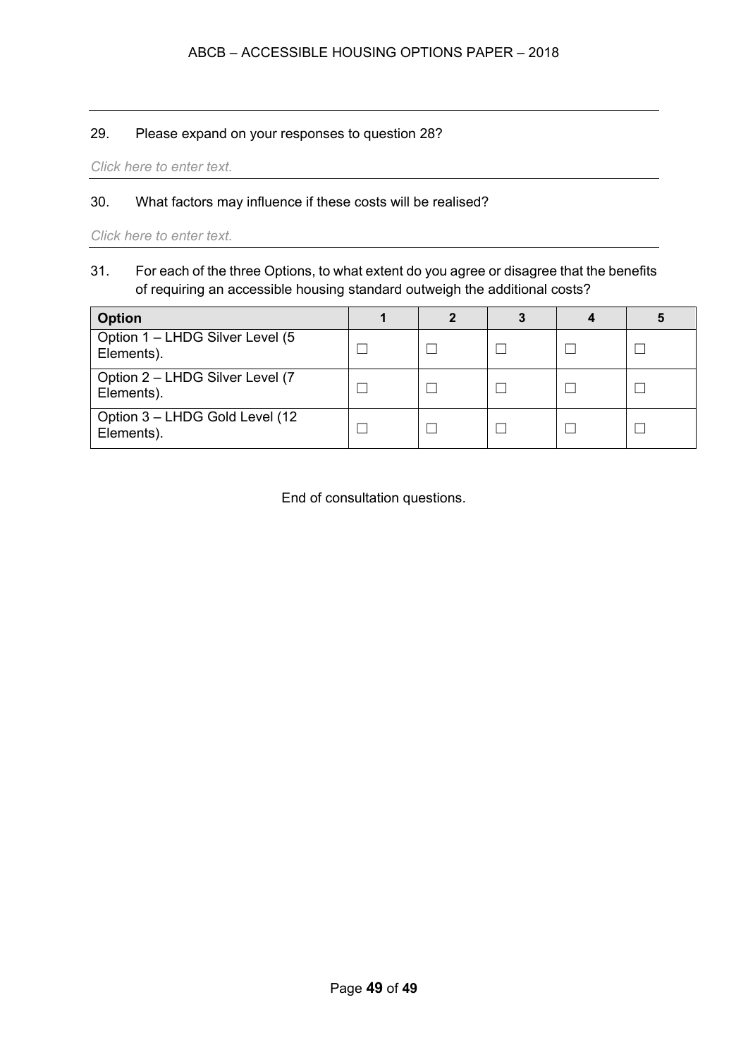29. Please expand on your responses to question 28?

*Click here to enter text.*

30. What factors may influence if these costs will be realised?

*Click here to enter text.*

31. For each of the three Options, to what extent do you agree or disagree that the benefits of requiring an accessible housing standard outweigh the additional costs?

| Option | 1 | 2 | 3 | 4 | 5 |
|---|---|---|---|---|---|
| Option 1 – LHDG Silver Level (5 Elements). | ☐ | ☐ | ☐ | ☐ | ☐ |
| Option 2 – LHDG Silver Level (7 Elements). | ☐ | ☐ | ☐ | ☐ | ☐ |
| Option 3 – LHDG Gold Level (12 Elements). | ☐ | ☐ | ☐ | ☐ | ☐ |

End of consultation questions.